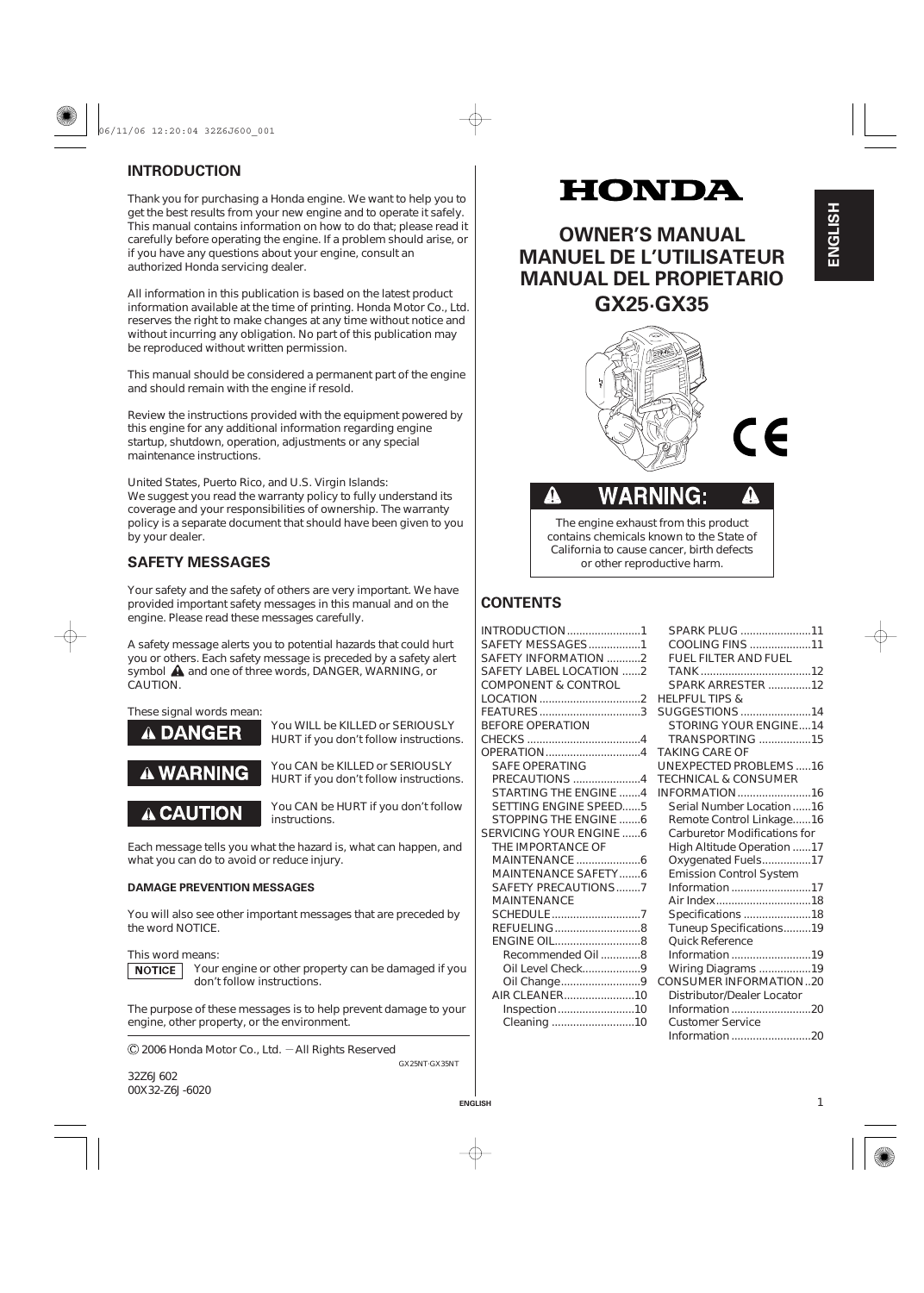# HONDA

# OWNER'S MANUAL
# MANUEL DE L'UTILISATEUR
# MANUAL DEL PROPIETARIO
# GX25·GX35

**⚠ WARNING: ⚠**

The engine exhaust from this product contains chemicals known to the State of California to cause cancer, birth defects or other reproductive harm.

## INTRODUCTION

Thank you for purchasing a Honda engine. We want to help you to get the best results from your new engine and to operate it safely. This manual contains information on how to do that; please read it carefully before operating the engine. If a problem should arise, or if you have any questions about your engine, consult an authorized Honda servicing dealer.

All information in this publication is based on the latest product information available at the time of printing. Honda Motor Co., Ltd. reserves the right to make changes at any time without notice and without incurring any obligation. No part of this publication may be reproduced without written permission.

This manual should be considered a permanent part of the engine and should remain with the engine if resold.

Review the instructions provided with the equipment powered by this engine for any additional information regarding engine startup, shutdown, operation, adjustments or any special maintenance instructions.

United States, Puerto Rico, and U.S. Virgin Islands:
We suggest you read the warranty policy to fully understand its coverage and your responsibilities of ownership. The warranty policy is a separate document that should have been given to you by your dealer.

## SAFETY MESSAGES

Your safety and the safety of others are very important. We have provided important safety messages in this manual and on the engine. Please read these messages carefully.

A safety message alerts you to potential hazards that could hurt you or others. Each safety message is preceded by a safety alert symbol ⚠ and one of three words, DANGER, WARNING, or CAUTION.

These signal words mean:

**⚠ DANGER** — You WILL be KILLED or SERIOUSLY HURT if you don't follow instructions.

**⚠ WARNING** — You CAN be KILLED or SERIOUSLY HURT if you don't follow instructions.

**⚠ CAUTION** — You CAN be HURT if you don't follow instructions.

Each message tells you what the hazard is, what can happen, and what you can do to avoid or reduce injury.

#### DAMAGE PREVENTION MESSAGES

You will also see other important messages that are preceded by the word NOTICE.

This word means:

**NOTICE** — Your engine or other property can be damaged if you don't follow instructions.

The purpose of these messages is to help prevent damage to your engine, other property, or the environment.

© 2006 Honda Motor Co., Ltd. —All Rights Reserved

GX25NT·GX35NT

32Z6J602
00X32-Z6J-6020

## CONTENTS

- INTRODUCTION ........ 1
- SAFETY MESSAGES ........ 1
- SAFETY INFORMATION ........ 2
- SAFETY LABEL LOCATION ........ 2
- COMPONENT & CONTROL LOCATION ........ 2
- FEATURES ........ 3
- BEFORE OPERATION CHECKS ........ 4
- OPERATION ........ 4
  - SAFE OPERATING PRECAUTIONS ........ 4
  - STARTING THE ENGINE ........ 4
  - SETTING ENGINE SPEED ........ 5
  - STOPPING THE ENGINE ........ 6
- SERVICING YOUR ENGINE ........ 6
  - THE IMPORTANCE OF MAINTENANCE ........ 6
  - MAINTENANCE SAFETY ........ 6
  - SAFETY PRECAUTIONS ........ 7
  - MAINTENANCE SCHEDULE ........ 7
  - REFUELING ........ 8
  - ENGINE OIL ........ 8
    - Recommended Oil ........ 8
    - Oil Level Check ........ 9
    - Oil Change ........ 9
  - AIR CLEANER ........ 10
    - Inspection ........ 10
    - Cleaning ........ 10
  - SPARK PLUG ........ 11
  - COOLING FINS ........ 11
  - FUEL FILTER AND FUEL TANK ........ 12
  - SPARK ARRESTER ........ 12
- HELPFUL TIPS & SUGGESTIONS ........ 14
  - STORING YOUR ENGINE ........ 14
  - TRANSPORTING ........ 15
- TAKING CARE OF UNEXPECTED PROBLEMS ........ 16
- TECHNICAL & CONSUMER INFORMATION ........ 16
  - Serial Number Location ........ 16
  - Remote Control Linkage ........ 16
  - Carburetor Modifications for High Altitude Operation ........ 17
  - Oxygenated Fuels ........ 17
  - Emission Control System Information ........ 17
  - Air Index ........ 18
  - Specifications ........ 18
  - Tuneup Specifications ........ 19
  - Quick Reference Information ........ 19
  - Wiring Diagrams ........ 19
- CONSUMER INFORMATION ........ 20
  - Distributor/Dealer Locator Information ........ 20
  - Customer Service Information ........ 20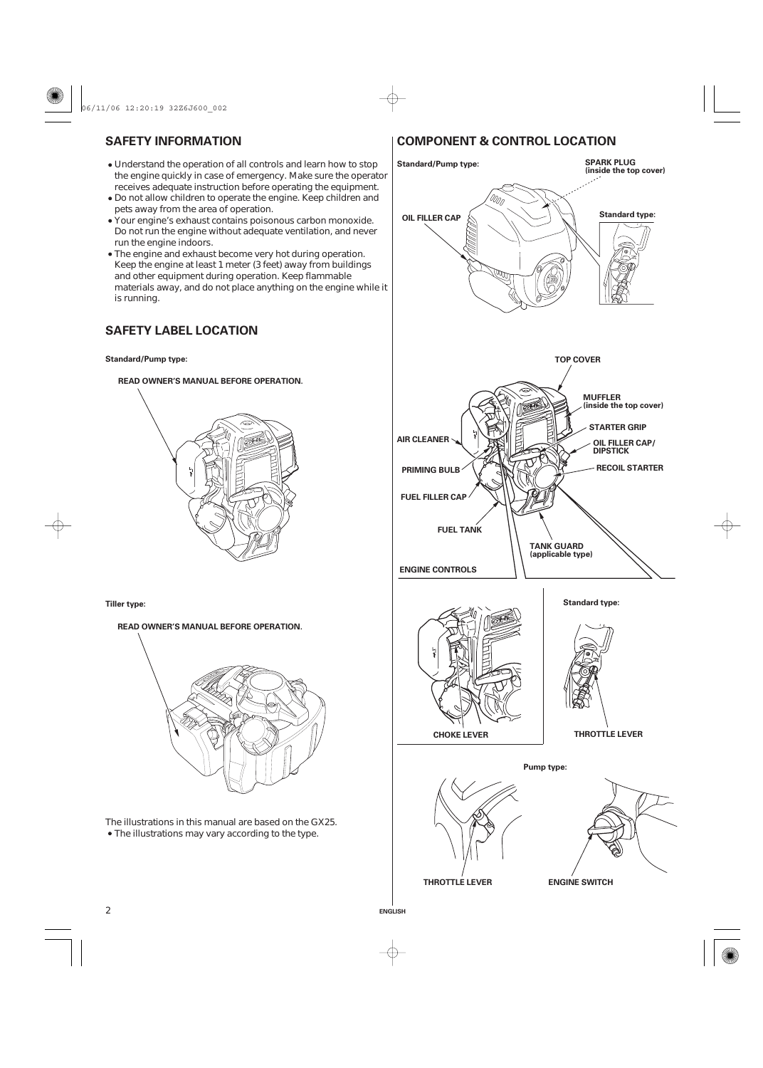## SAFETY INFORMATION

- Understand the operation of all controls and learn how to stop the engine quickly in case of emergency. Make sure the operator receives adequate instruction before operating the equipment.
- Do not allow children to operate the engine. Keep children and pets away from the area of operation.
- Your engine's exhaust contains poisonous carbon monoxide. Do not run the engine without adequate ventilation, and never run the engine indoors.
- The engine and exhaust become very hot during operation. Keep the engine at least 1 meter (3 feet) away from buildings and other equipment during operation. Keep flammable materials away, and do not place anything on the engine while it is running.

## SAFETY LABEL LOCATION

**Standard/Pump type:**

**READ OWNER'S MANUAL BEFORE OPERATION.**

**Tiller type:**

**READ OWNER'S MANUAL BEFORE OPERATION.**

The illustrations in this manual are based on the GX25.
- The illustrations may vary according to the type.

## COMPONENT & CONTROL LOCATION

**Standard/Pump type:**

**SPARK PLUG (inside the top cover)**

**OIL FILLER CAP**

**Standard type:**

**TOP COVER**

**MUFFLER (inside the top cover)**

**STARTER GRIP**

**AIR CLEANER**

**OIL FILLER CAP/ DIPSTICK**

**PRIMING BULB**

**RECOIL STARTER**

**FUEL FILLER CAP**

**FUEL TANK**

**TANK GUARD (applicable type)**

**ENGINE CONTROLS**

**Standard type:**

**CHOKE LEVER**

**THROTTLE LEVER**

**Pump type:**

**THROTTLE LEVER**

**ENGINE SWITCH**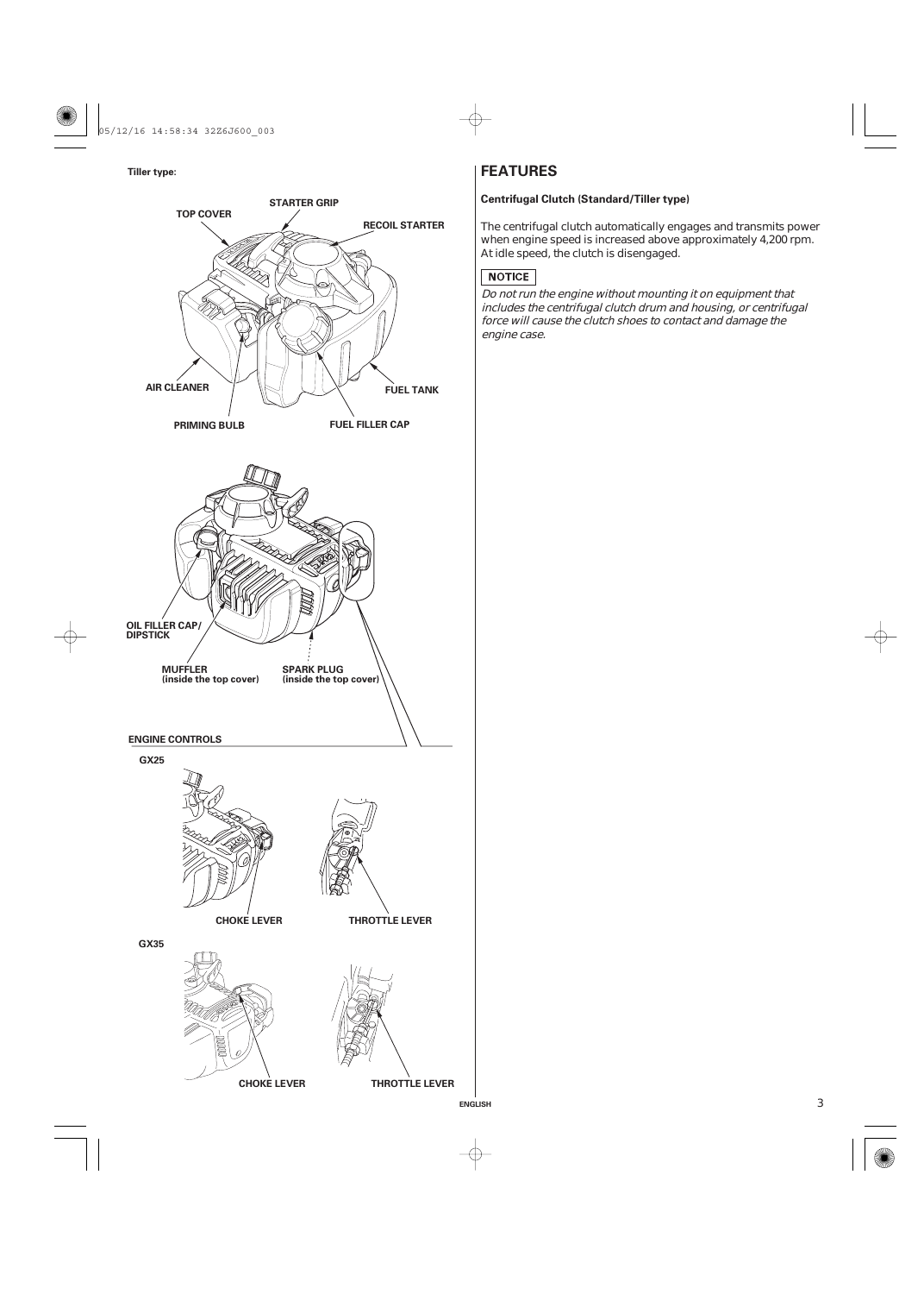**Tiller type:**

TOP COVER

STARTER GRIP

RECOIL STARTER

AIR CLEANER

FUEL TANK

PRIMING BULB

FUEL FILLER CAP

OIL FILLER CAP/ DIPSTICK

MUFFLER (inside the top cover)

SPARK PLUG (inside the top cover)

**ENGINE CONTROLS**

**GX25**

CHOKE LEVER

THROTTLE LEVER

**GX35**

CHOKE LEVER

THROTTLE LEVER

## FEATURES

**Centrifugal Clutch (Standard/Tiller type)**

The centrifugal clutch automatically engages and transmits power when engine speed is increased above approximately 4,200 rpm. At idle speed, the clutch is disengaged.

**NOTICE**

*Do not run the engine without mounting it on equipment that includes the centrifugal clutch drum and housing, or centrifugal force will cause the clutch shoes to contact and damage the engine case.*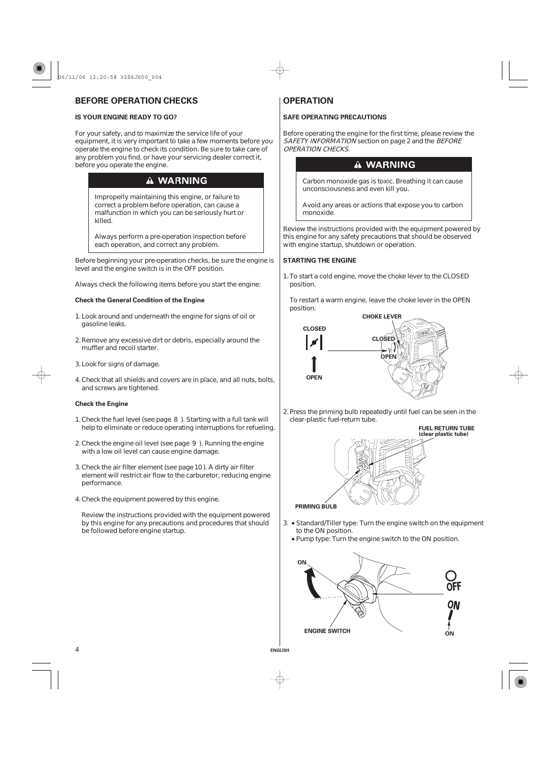## BEFORE OPERATION CHECKS

### IS YOUR ENGINE READY TO GO?

For your safety, and to maximize the service life of your equipment, it is very important to take a few moments before you operate the engine to check its condition. Be sure to take care of any problem you find, or have your servicing dealer correct it, before you operate the engine.

> **⚠ WARNING**
>
> Improperly maintaining this engine, or failure to correct a problem before operation, can cause a malfunction in which you can be seriously hurt or killed.
>
> Always perform a pre-operation inspection before each operation, and correct any problem.

Before beginning your pre-operation checks, be sure the engine is level and the engine switch is in the OFF position.

Always check the following items before you start the engine:

**Check the General Condition of the Engine**

1. Look around and underneath the engine for signs of oil or gasoline leaks.
2. Remove any excessive dirt or debris, especially around the muffler and recoil starter.
3. Look for signs of damage.
4. Check that all shields and covers are in place, and all nuts, bolts, and screws are tightened.

**Check the Engine**

1. Check the fuel level (see page 8 ). Starting with a full tank will help to eliminate or reduce operating interruptions for refueling.
2. Check the engine oil level (see page 9 ). Running the engine with a low oil level can cause engine damage.
3. Check the air filter element (see page 10 ). A dirty air filter element will restrict air flow to the carburetor, reducing engine performance.
4. Check the equipment powered by this engine.

   Review the instructions provided with the equipment powered by this engine for any precautions and procedures that should be followed before engine startup.

## OPERATION

### SAFE OPERATING PRECAUTIONS

Before operating the engine for the first time, please review the *SAFETY INFORMATION* section on page 2 and the *BEFORE OPERATION CHECKS*.

> **⚠ WARNING**
>
> Carbon monoxide gas is toxic. Breathing it can cause unconsciousness and even kill you.
>
> Avoid any areas or actions that expose you to carbon monoxide.

Review the instructions provided with the equipment powered by this engine for any safety precautions that should be observed with engine startup, shutdown or operation.

### STARTING THE ENGINE

1. To start a cold engine, move the choke lever to the CLOSED position.

   To restart a warm engine, leave the choke lever in the OPEN position.

CHOKE LEVER
CLOSED
OPEN

2. Press the priming bulb repeatedly until fuel can be seen in the clear-plastic fuel-return tube.

FUEL RETURN TUBE (clear plastic tube)
PRIMING BULB

3. • Standard/Tiller type: Turn the engine switch on the equipment to the ON position.
   • Pump type: Turn the engine switch to the ON position.

ENGINE SWITCH
ON
OFF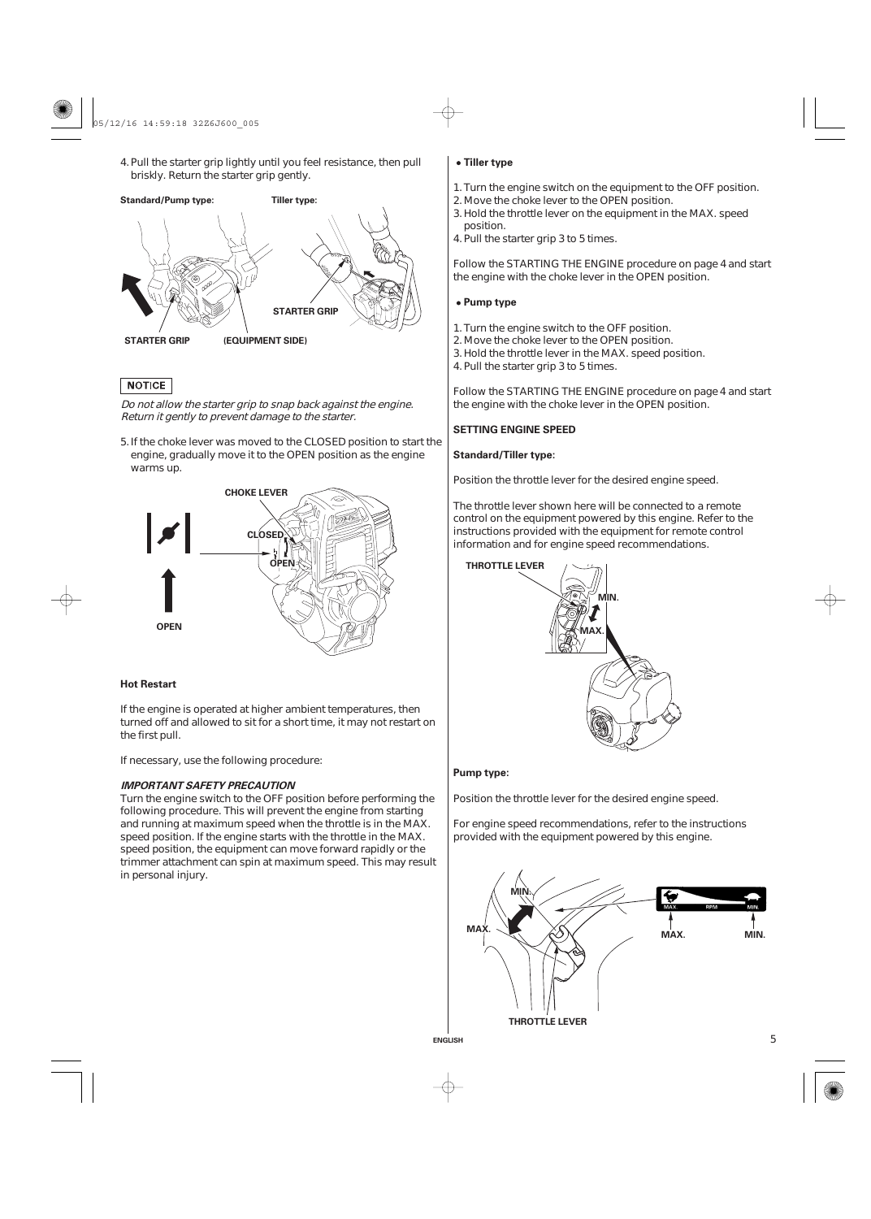4. Pull the starter grip lightly until you feel resistance, then pull briskly. Return the starter grip gently.

**Standard/Pump type:** **Tiller type:**

STARTER GRIP (EQUIPMENT SIDE) STARTER GRIP

**NOTICE**

*Do not allow the starter grip to snap back against the engine. Return it gently to prevent damage to the starter.*

5. If the choke lever was moved to the CLOSED position to start the engine, gradually move it to the OPEN position as the engine warms up.

CHOKE LEVER CLOSED OPEN OPEN

**Hot Restart**

If the engine is operated at higher ambient temperatures, then turned off and allowed to sit for a short time, it may not restart on the first pull.

If necessary, use the following procedure:

***IMPORTANT SAFETY PRECAUTION***

Turn the engine switch to the OFF position before performing the following procedure. This will prevent the engine from starting and running at maximum speed when the throttle is in the MAX. speed position. If the engine starts with the throttle in the MAX. speed position, the equipment can move forward rapidly or the trimmer attachment can spin at maximum speed. This may result in personal injury.

- **Tiller type**

1. Turn the engine switch on the equipment to the OFF position.
2. Move the choke lever to the OPEN position.
3. Hold the throttle lever on the equipment in the MAX. speed position.
4. Pull the starter grip 3 to 5 times.

Follow the STARTING THE ENGINE procedure on page 4 and start the engine with the choke lever in the OPEN position.

- **Pump type**

1. Turn the engine switch to the OFF position.
2. Move the choke lever to the OPEN position.
3. Hold the throttle lever in the MAX. speed position.
4. Pull the starter grip 3 to 5 times.

Follow the STARTING THE ENGINE procedure on page 4 and start the engine with the choke lever in the OPEN position.

**SETTING ENGINE SPEED**

**Standard/Tiller type:**

Position the throttle lever for the desired engine speed.

The throttle lever shown here will be connected to a remote control on the equipment powered by this engine. Refer to the instructions provided with the equipment for remote control information and for engine speed recommendations.

THROTTLE LEVER MIN. MAX.

**Pump type:**

Position the throttle lever for the desired engine speed.

For engine speed recommendations, refer to the instructions provided with the equipment powered by this engine.

MIN. MAX. MAX. MIN. THROTTLE LEVER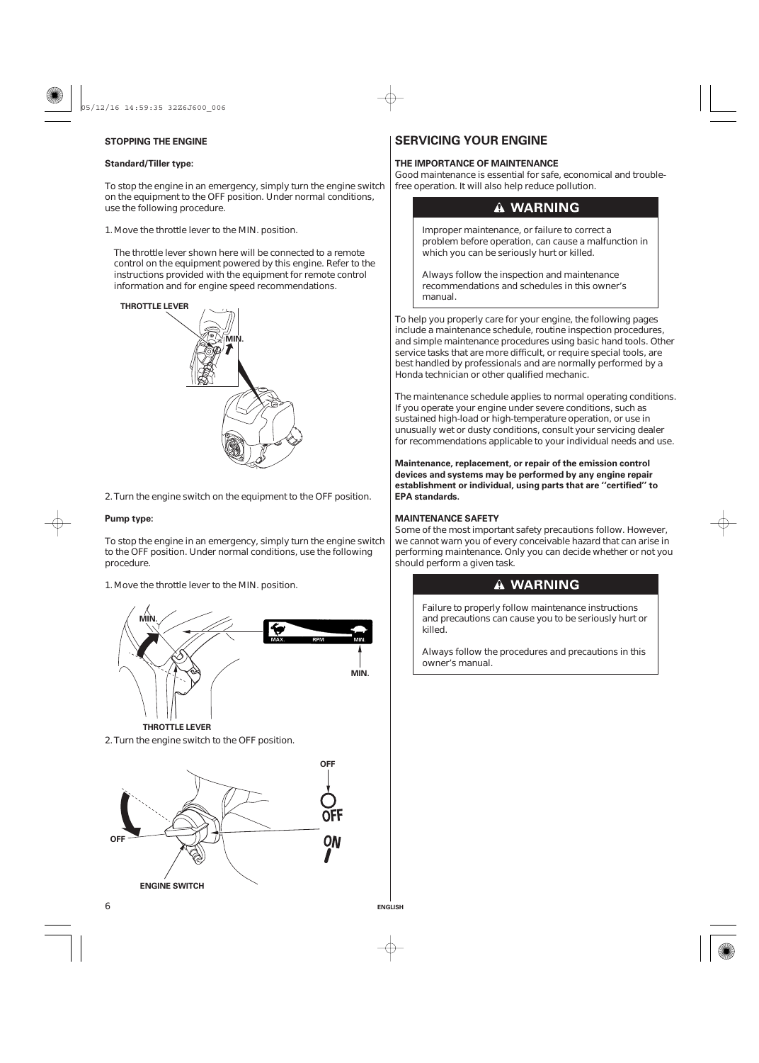### STOPPING THE ENGINE

**Standard/Tiller type:**

To stop the engine in an emergency, simply turn the engine switch on the equipment to the OFF position. Under normal conditions, use the following procedure.

1. Move the throttle lever to the MIN. position.

   The throttle lever shown here will be connected to a remote control on the equipment powered by this engine. Refer to the instructions provided with the equipment for remote control information and for engine speed recommendations.

THROTTLE LEVER

MIN.

2. Turn the engine switch on the equipment to the OFF position.

**Pump type:**

To stop the engine in an emergency, simply turn the engine switch to the OFF position. Under normal conditions, use the following procedure.

1. Move the throttle lever to the MIN. position.

MIN.

MAX. RPM MIN.

MIN.

THROTTLE LEVER

2. Turn the engine switch to the OFF position.

OFF

OFF

ON

OFF

ENGINE SWITCH

## SERVICING YOUR ENGINE

### THE IMPORTANCE OF MAINTENANCE

Good maintenance is essential for safe, economical and trouble-free operation. It will also help reduce pollution.

**⚠ WARNING**

Improper maintenance, or failure to correct a problem before operation, can cause a malfunction in which you can be seriously hurt or killed.

Always follow the inspection and maintenance recommendations and schedules in this owner's manual.

To help you properly care for your engine, the following pages include a maintenance schedule, routine inspection procedures, and simple maintenance procedures using basic hand tools. Other service tasks that are more difficult, or require special tools, are best handled by professionals and are normally performed by a Honda technician or other qualified mechanic.

The maintenance schedule applies to normal operating conditions. If you operate your engine under severe conditions, such as sustained high-load or high-temperature operation, or use in unusually wet or dusty conditions, consult your servicing dealer for recommendations applicable to your individual needs and use.

**Maintenance, replacement, or repair of the emission control devices and systems may be performed by any engine repair establishment or individual, using parts that are ''certified'' to EPA standards.**

### MAINTENANCE SAFETY

Some of the most important safety precautions follow. However, we cannot warn you of every conceivable hazard that can arise in performing maintenance. Only you can decide whether or not you should perform a given task.

**⚠ WARNING**

Failure to properly follow maintenance instructions and precautions can cause you to be seriously hurt or killed.

Always follow the procedures and precautions in this owner's manual.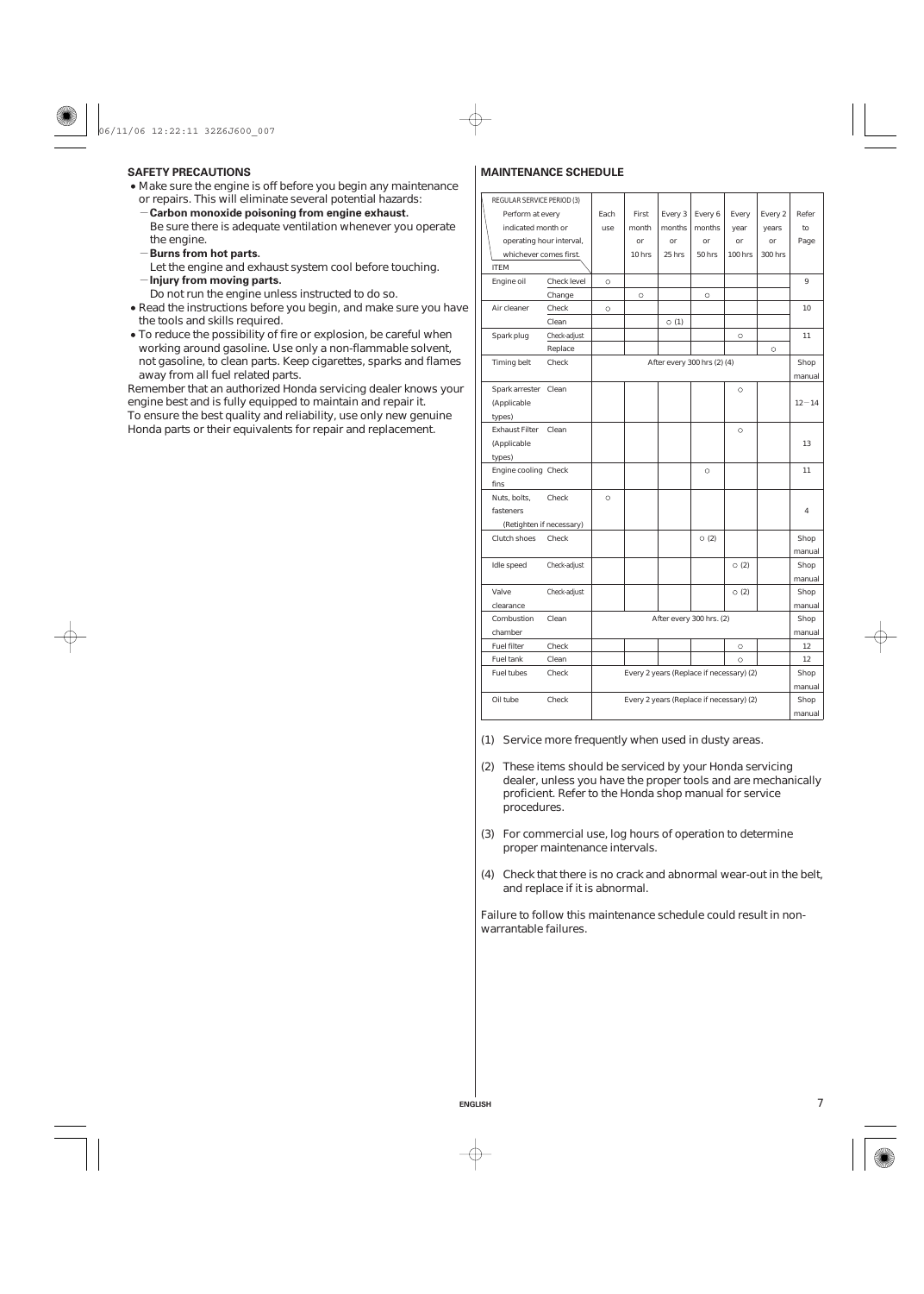## SAFETY PRECAUTIONS

- Make sure the engine is off before you begin any maintenance or repairs. This will eliminate several potential hazards:
  - **Carbon monoxide poisoning from engine exhaust.**
    Be sure there is adequate ventilation whenever you operate the engine.
  - **Burns from hot parts.**
    Let the engine and exhaust system cool before touching.
  - **Injury from moving parts.**
    Do not run the engine unless instructed to do so.
- Read the instructions before you begin, and make sure you have the tools and skills required.
- To reduce the possibility of fire or explosion, be careful when working around gasoline. Use only a non-flammable solvent, not gasoline, to clean parts. Keep cigarettes, sparks and flames away from all fuel related parts.

Remember that an authorized Honda servicing dealer knows your engine best and is fully equipped to maintain and repair it.
To ensure the best quality and reliability, use only new genuine Honda parts or their equivalents for repair and replacement.

## MAINTENANCE SCHEDULE

| REGULAR SERVICE PERIOD (3) Perform at every indicated month or operating hour interval, whichever comes first. ITEM | | Each use | First month or 10 hrs | Every 3 months or 25 hrs | Every 6 months or 50 hrs | Every year or 100 hrs | Every 2 years or 300 hrs | Refer to Page |
|---|---|---|---|---|---|---|---|---|
| Engine oil | Check level | ○ | | | | | | 9 |
| | Change | | ○ | | ○ | | | |
| Air cleaner | Check | ○ | | | | | | 10 |
| | Clean | | | ○ (1) | | | | |
| Spark plug | Check-adjust | | | | | ○ | | 11 |
| | Replace | | | | | | ○ | |
| Timing belt | Check | After every 300 hrs (2) (4) | | | | | | Shop manual |
| Spark arrester (Applicable types) | Clean | | | | | ○ | | 12－14 |
| Exhaust Filter (Applicable types) | Clean | | | | | ○ | | 13 |
| Engine cooling fins | Check | | | | ○ | | | 11 |
| Nuts, bolts, fasteners (Retighten if necessary) | Check | ○ | | | | | | 4 |
| Clutch shoes | Check | | | | ○ (2) | | | Shop manual |
| Idle speed | Check-adjust | | | | | ○ (2) | | Shop manual |
| Valve clearance | Check-adjust | | | | | ○ (2) | | Shop manual |
| Combustion chamber | Clean | After every 300 hrs. (2) | | | | | | Shop manual |
| Fuel filter | Check | | | | | ○ | | 12 |
| Fuel tank | Clean | | | | | ○ | | 12 |
| Fuel tubes | Check | Every 2 years (Replace if necessary) (2) | | | | | | Shop manual |
| Oil tube | Check | Every 2 years (Replace if necessary) (2) | | | | | | Shop manual |

(1) Service more frequently when used in dusty areas.

(2) These items should be serviced by your Honda servicing dealer, unless you have the proper tools and are mechanically proficient. Refer to the Honda shop manual for service procedures.

(3) For commercial use, log hours of operation to determine proper maintenance intervals.

(4) Check that there is no crack and abnormal wear-out in the belt, and replace if it is abnormal.

Failure to follow this maintenance schedule could result in non-warrantable failures.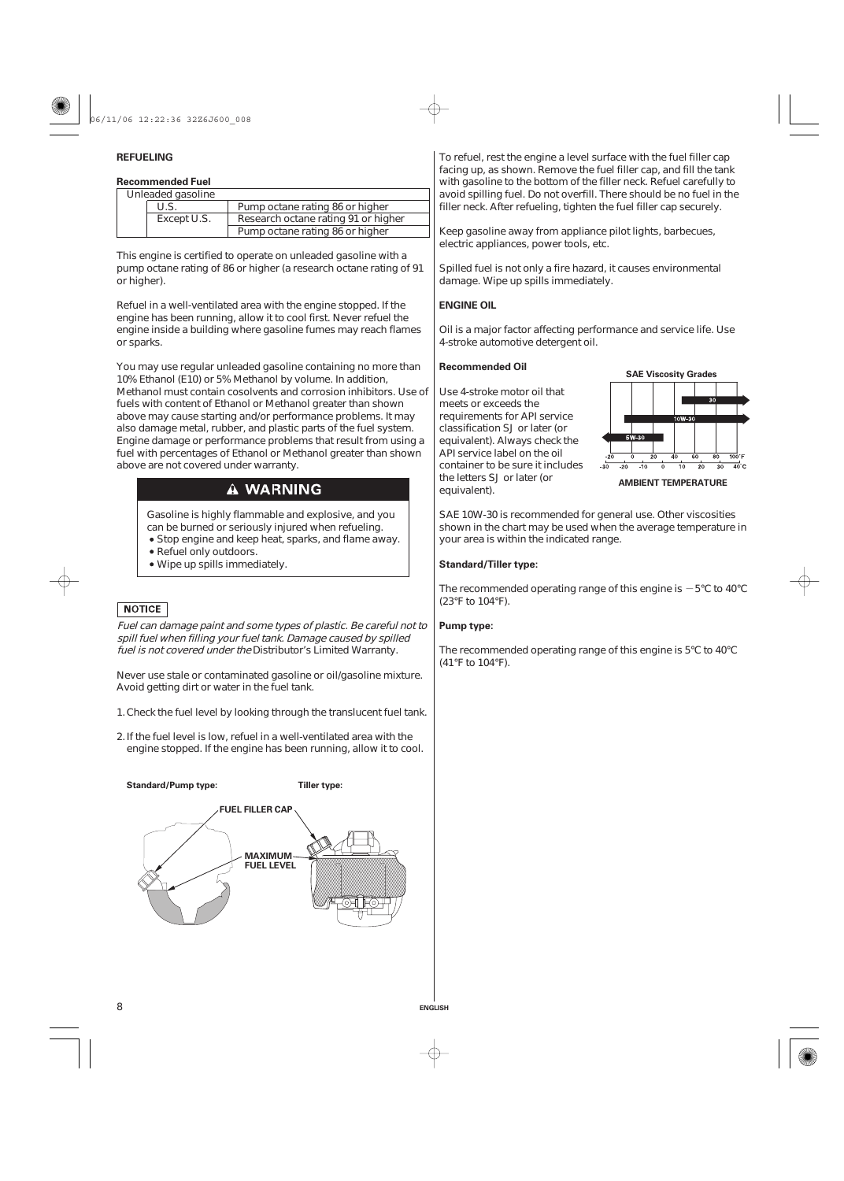## REFUELING

### Recommended Fuel

| Unleaded gasoline | | |
|---|---|---|
| | U.S. | Pump octane rating 86 or higher |
| | Except U.S. | Research octane rating 91 or higher |
| | | Pump octane rating 86 or higher |

This engine is certified to operate on unleaded gasoline with a pump octane rating of 86 or higher (a research octane rating of 91 or higher).

Refuel in a well-ventilated area with the engine stopped. If the engine has been running, allow it to cool first. Never refuel the engine inside a building where gasoline fumes may reach flames or sparks.

You may use regular unleaded gasoline containing no more than 10% Ethanol (E10) or 5% Methanol by volume. In addition, Methanol must contain cosolvents and corrosion inhibitors. Use of fuels with content of Ethanol or Methanol greater than shown above may cause starting and/or performance problems. It may also damage metal, rubber, and plastic parts of the fuel system. Engine damage or performance problems that result from using a fuel with percentages of Ethanol or Methanol greater than shown above are not covered under warranty.

**⚠ WARNING**

Gasoline is highly flammable and explosive, and you can be burned or seriously injured when refueling.

- Stop engine and keep heat, sparks, and flame away.
- Refuel only outdoors.
- Wipe up spills immediately.

**NOTICE**

*Fuel can damage paint and some types of plastic. Be careful not to spill fuel when filling your fuel tank. Damage caused by spilled fuel is not covered under the* Distributor's Limited Warranty.

Never use stale or contaminated gasoline or oil/gasoline mixture. Avoid getting dirt or water in the fuel tank.

1. Check the fuel level by looking through the translucent fuel tank.
2. If the fuel level is low, refuel in a well-ventilated area with the engine stopped. If the engine has been running, allow it to cool.

**Standard/Pump type:** **Tiller type:**

FUEL FILLER CAP

MAXIMUM FUEL LEVEL

To refuel, rest the engine a level surface with the fuel filler cap facing up, as shown. Remove the fuel filler cap, and fill the tank with gasoline to the bottom of the filler neck. Refuel carefully to avoid spilling fuel. Do not overfill. There should be no fuel in the filler neck. After refueling, tighten the fuel filler cap securely.

Keep gasoline away from appliance pilot lights, barbecues, electric appliances, power tools, etc.

Spilled fuel is not only a fire hazard, it causes environmental damage. Wipe up spills immediately.

## ENGINE OIL

Oil is a major factor affecting performance and service life. Use 4-stroke automotive detergent oil.

### Recommended Oil

Use 4-stroke motor oil that meets or exceeds the requirements for API service classification SJ or later (or equivalent). Always check the API service label on the oil container to be sure it includes the letters SJ or later (or equivalent).

**SAE Viscosity Grades**

30

10W-30

5W-30

-20 0 20 40 60 80 100°F

-30 -20 -10 0 10 20 30 40°C

**AMBIENT TEMPERATURE**

SAE 10W-30 is recommended for general use. Other viscosities shown in the chart may be used when the average temperature in your area is within the indicated range.

**Standard/Tiller type:**

The recommended operating range of this engine is −5°C to 40°C (23°F to 104°F).

**Pump type:**

The recommended operating range of this engine is 5°C to 40°C (41°F to 104°F).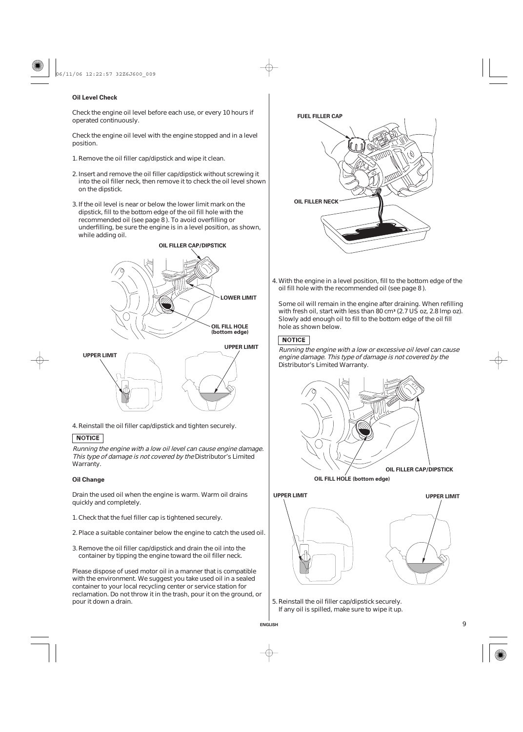**Oil Level Check**

Check the engine oil level before each use, or every 10 hours if operated continuously.

Check the engine oil level with the engine stopped and in a level position.

1. Remove the oil filler cap/dipstick and wipe it clean.
2. Insert and remove the oil filler cap/dipstick without screwing it into the oil filler neck, then remove it to check the oil level shown on the dipstick.
3. If the oil level is near or below the lower limit mark on the dipstick, fill to the bottom edge of the oil fill hole with the recommended oil (see page 8). To avoid overfilling or underfilling, be sure the engine is in a level position, as shown, while adding oil.

OIL FILLER CAP/DIPSTICK

LOWER LIMIT

OIL FILL HOLE (bottom edge)

UPPER LIMIT

UPPER LIMIT

4. Reinstall the oil filler cap/dipstick and tighten securely.

**NOTICE**

*Running the engine with a low oil level can cause engine damage. This type of damage is not covered by the* Distributor's Limited Warranty.

**Oil Change**

Drain the used oil when the engine is warm. Warm oil drains quickly and completely.

1. Check that the fuel filler cap is tightened securely.
2. Place a suitable container below the engine to catch the used oil.
3. Remove the oil filler cap/dipstick and drain the oil into the container by tipping the engine toward the oil filler neck.

Please dispose of used motor oil in a manner that is compatible with the environment. We suggest you take used oil in a sealed container to your local recycling center or service station for reclamation. Do not throw it in the trash, pour it on the ground, or pour it down a drain.

FUEL FILLER CAP

OIL FILLER NECK

4. With the engine in a level position, fill to the bottom edge of the oil fill hole with the recommended oil (see page 8).

   Some oil will remain in the engine after draining. When refilling with fresh oil, start with less than 80 cm³ (2.7 US oz, 2.8 Imp oz). Slowly add enough oil to fill to the bottom edge of the oil fill hole as shown below.

**NOTICE**

*Running the engine with a low or excessive oil level can cause engine damage. This type of damage is not covered by the* Distributor's Limited Warranty.

OIL FILLER CAP/DIPSTICK

OIL FILL HOLE (bottom edge)

UPPER LIMIT

UPPER LIMIT

5. Reinstall the oil filler cap/dipstick securely. If any oil is spilled, make sure to wipe it up.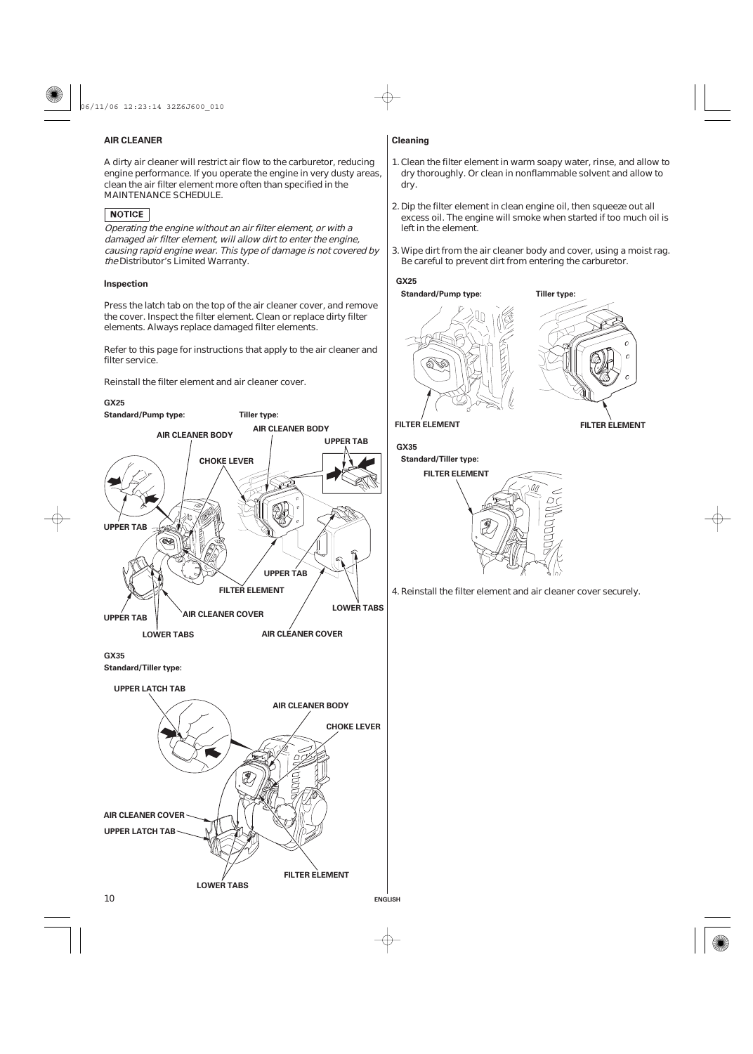## AIR CLEANER

A dirty air cleaner will restrict air flow to the carburetor, reducing engine performance. If you operate the engine in very dusty areas, clean the air filter element more often than specified in the MAINTENANCE SCHEDULE.

**NOTICE**

*Operating the engine without an air filter element, or with a damaged air filter element, will allow dirt to enter the engine, causing rapid engine wear. This type of damage is not covered by the* Distributor's Limited Warranty.

### Inspection

Press the latch tab on the top of the air cleaner cover, and remove the cover. Inspect the filter element. Clean or replace dirty filter elements. Always replace damaged filter elements.

Refer to this page for instructions that apply to the air cleaner and filter service.

Reinstall the filter element and air cleaner cover.

**GX25**

**Standard/Pump type:** **Tiller type:**

AIR CLEANER BODY, UPPER TAB, CHOKE LEVER, FILTER ELEMENT, AIR CLEANER COVER, LOWER TABS

**GX35**

**Standard/Tiller type:**

UPPER LATCH TAB, AIR CLEANER BODY, CHOKE LEVER, AIR CLEANER COVER, FILTER ELEMENT, LOWER TABS

### Cleaning

1. Clean the filter element in warm soapy water, rinse, and allow to dry thoroughly. Or clean in nonflammable solvent and allow to dry.
2. Dip the filter element in clean engine oil, then squeeze out all excess oil. The engine will smoke when started if too much oil is left in the element.
3. Wipe dirt from the air cleaner body and cover, using a moist rag. Be careful to prevent dirt from entering the carburetor.

**GX25**

**Standard/Pump type:** **Tiller type:**

FILTER ELEMENT

**GX35**

**Standard/Tiller type:**

FILTER ELEMENT

4. Reinstall the filter element and air cleaner cover securely.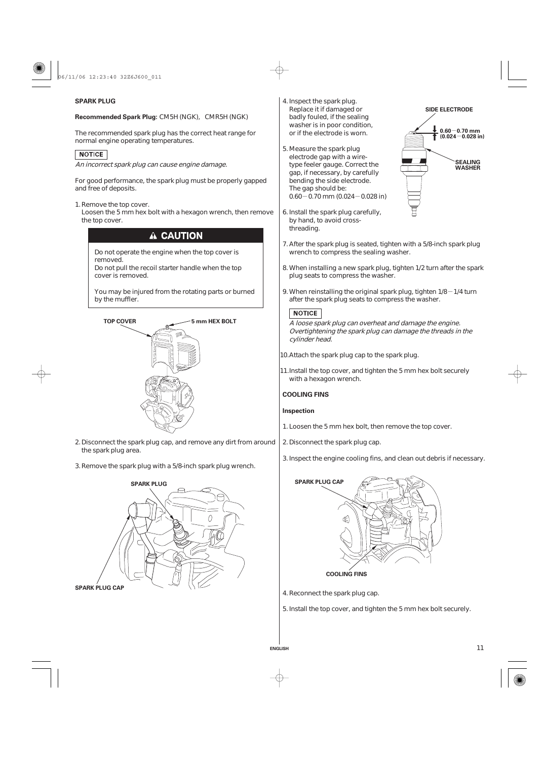## SPARK PLUG

**Recommended Spark Plug:** CM5H (NGK), CMR5H (NGK)

The recommended spark plug has the correct heat range for normal engine operating temperatures.

**NOTICE**

*An incorrect spark plug can cause engine damage.*

For good performance, the spark plug must be properly gapped and free of deposits.

1. Remove the top cover.
   Loosen the 5 mm hex bolt with a hexagon wrench, then remove the top cover.

**⚠ CAUTION**

Do not operate the engine when the top cover is removed.
Do not pull the recoil starter handle when the top cover is removed.

You may be injured from the rotating parts or burned by the muffler.

TOP COVER

5 mm HEX BOLT

2. Disconnect the spark plug cap, and remove any dirt from around the spark plug area.
3. Remove the spark plug with a 5/8-inch spark plug wrench.

SPARK PLUG

SPARK PLUG CAP

4. Inspect the spark plug.
   Replace it if damaged or badly fouled, if the sealing washer is in poor condition, or if the electrode is worn.
5. Measure the spark plug electrode gap with a wire-type feeler gauge. Correct the gap, if necessary, by carefully bending the side electrode.
   The gap should be:
   0.60 − 0.70 mm (0.024 − 0.028 in)

SIDE ELECTRODE

0.60 − 0.70 mm (0.024 − 0.028 in)

SEALING WASHER

6. Install the spark plug carefully, by hand, to avoid cross-threading.
7. After the spark plug is seated, tighten with a 5/8-inch spark plug wrench to compress the sealing washer.
8. When installing a new spark plug, tighten 1/2 turn after the spark plug seats to compress the washer.
9. When reinstalling the original spark plug, tighten 1/8 − 1/4 turn after the spark plug seats to compress the washer.

**NOTICE**

*A loose spark plug can overheat and damage the engine. Overtightening the spark plug can damage the threads in the cylinder head.*

10. Attach the spark plug cap to the spark plug.
11. Install the top cover, and tighten the 5 mm hex bolt securely with a hexagon wrench.

## COOLING FINS

### Inspection

1. Loosen the 5 mm hex bolt, then remove the top cover.
2. Disconnect the spark plug cap.
3. Inspect the engine cooling fins, and clean out debris if necessary.

SPARK PLUG CAP

COOLING FINS

4. Reconnect the spark plug cap.
5. Install the top cover, and tighten the 5 mm hex bolt securely.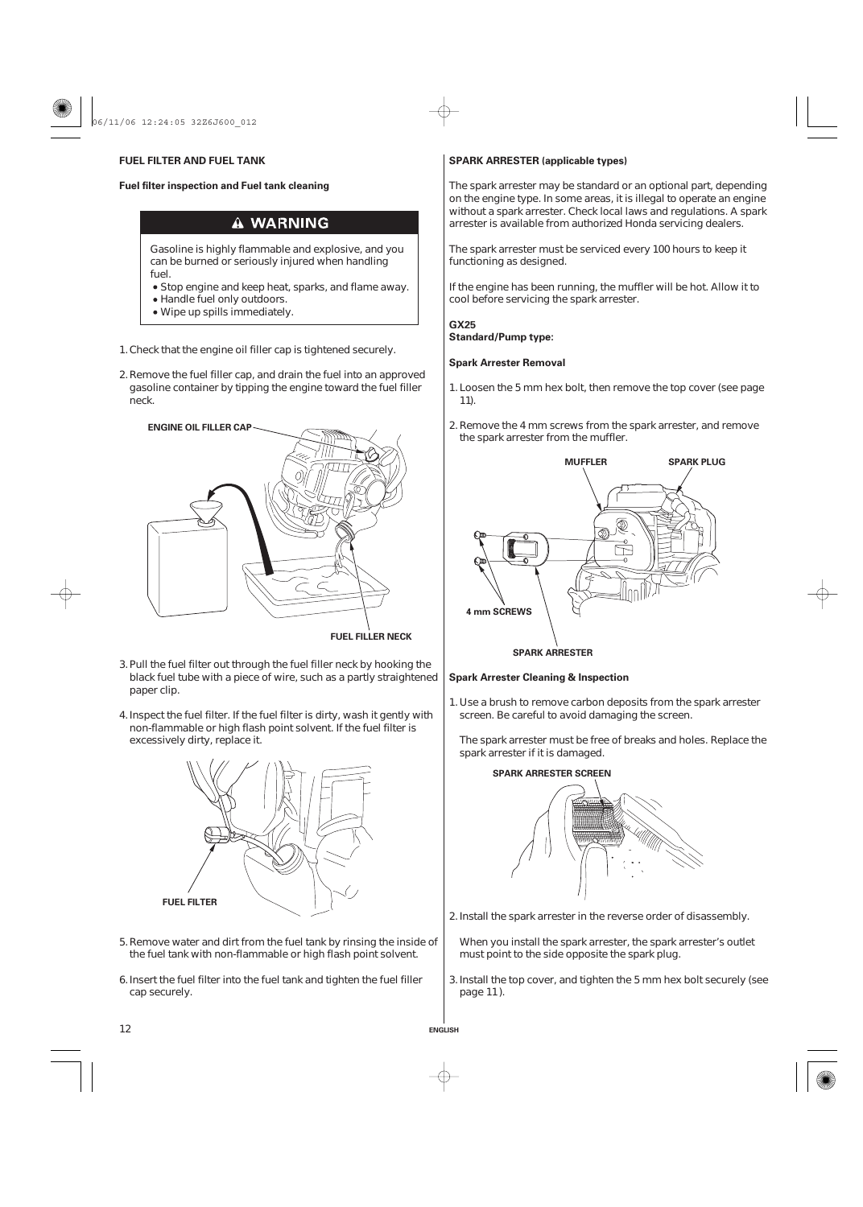## FUEL FILTER AND FUEL TANK

### Fuel filter inspection and Fuel tank cleaning

> **⚠ WARNING**
>
> Gasoline is highly flammable and explosive, and you can be burned or seriously injured when handling fuel.
>
> - Stop engine and keep heat, sparks, and flame away.
> - Handle fuel only outdoors.
> - Wipe up spills immediately.

1. Check that the engine oil filler cap is tightened securely.
2. Remove the fuel filler cap, and drain the fuel into an approved gasoline container by tipping the engine toward the fuel filler neck.

ENGINE OIL FILLER CAP

FUEL FILLER NECK

3. Pull the fuel filter out through the fuel filler neck by hooking the black fuel tube with a piece of wire, such as a partly straightened paper clip.
4. Inspect the fuel filter. If the fuel filter is dirty, wash it gently with non-flammable or high flash point solvent. If the fuel filter is excessively dirty, replace it.

FUEL FILTER

5. Remove water and dirt from the fuel tank by rinsing the inside of the fuel tank with non-flammable or high flash point solvent.
6. Insert the fuel filter into the fuel tank and tighten the fuel filler cap securely.

## SPARK ARRESTER (applicable types)

The spark arrester may be standard or an optional part, depending on the engine type. In some areas, it is illegal to operate an engine without a spark arrester. Check local laws and regulations. A spark arrester is available from authorized Honda servicing dealers.

The spark arrester must be serviced every 100 hours to keep it functioning as designed.

If the engine has been running, the muffler will be hot. Allow it to cool before servicing the spark arrester.

**GX25**
**Standard/Pump type:**

### Spark Arrester Removal

1. Loosen the 5 mm hex bolt, then remove the top cover (see page 11).
2. Remove the 4 mm screws from the spark arrester, and remove the spark arrester from the muffler.

MUFFLER　SPARK PLUG

4 mm SCREWS

SPARK ARRESTER

### Spark Arrester Cleaning & Inspection

1. Use a brush to remove carbon deposits from the spark arrester screen. Be careful to avoid damaging the screen.

   The spark arrester must be free of breaks and holes. Replace the spark arrester if it is damaged.

SPARK ARRESTER SCREEN

2. Install the spark arrester in the reverse order of disassembly.

   When you install the spark arrester, the spark arrester's outlet must point to the side opposite the spark plug.

3. Install the top cover, and tighten the 5 mm hex bolt securely (see page 11).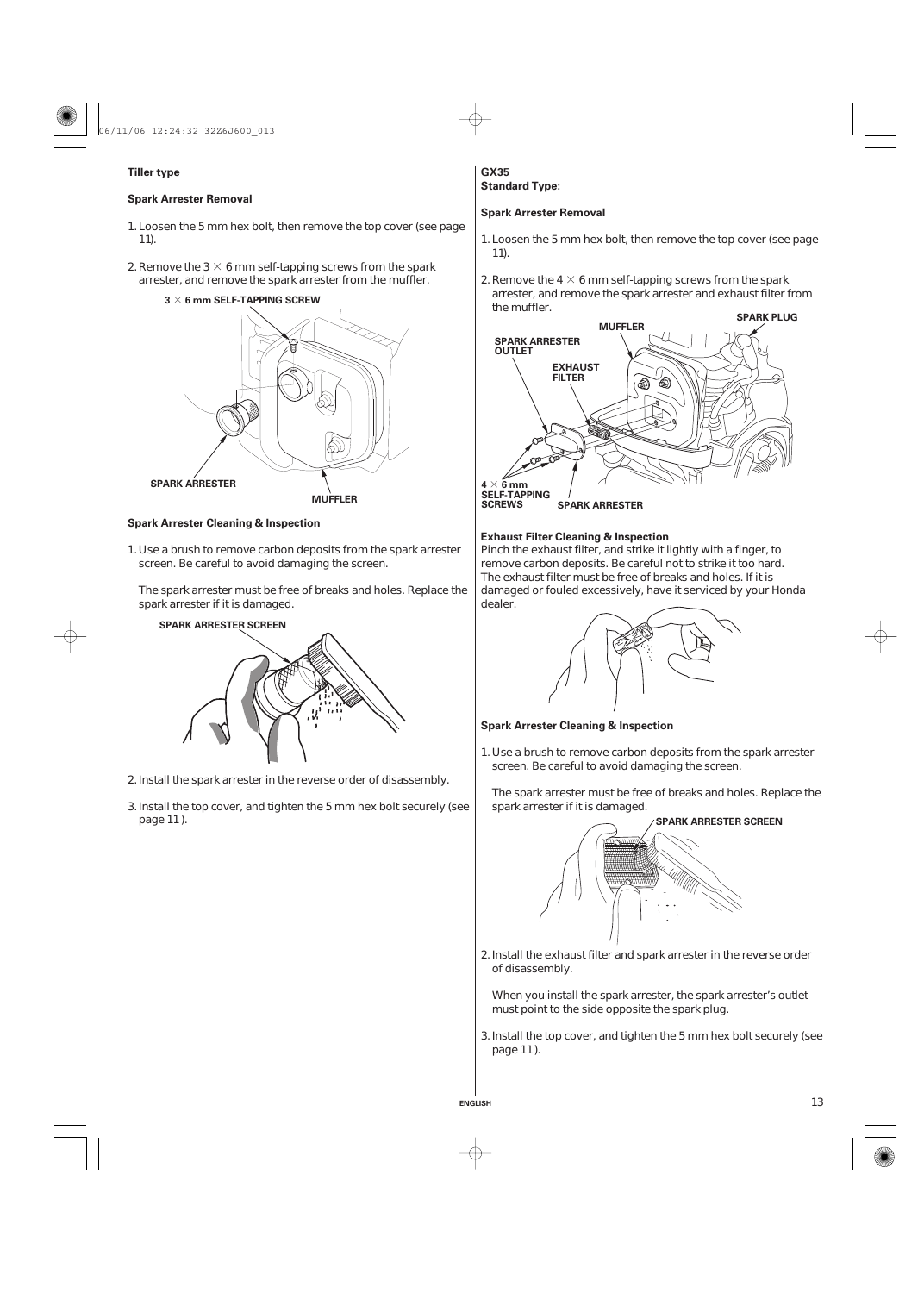**Tiller type**

**Spark Arrester Removal**

1. Loosen the 5 mm hex bolt, then remove the top cover (see page 11).

2. Remove the 3 × 6 mm self-tapping screws from the spark arrester, and remove the spark arrester from the muffler.

3 × 6 mm SELF-TAPPING SCREW

SPARK ARRESTER

MUFFLER

**Spark Arrester Cleaning & Inspection**

1. Use a brush to remove carbon deposits from the spark arrester screen. Be careful to avoid damaging the screen.

   The spark arrester must be free of breaks and holes. Replace the spark arrester if it is damaged.

SPARK ARRESTER SCREEN

2. Install the spark arrester in the reverse order of disassembly.

3. Install the top cover, and tighten the 5 mm hex bolt securely (see page 11).

**GX35**
**Standard Type:**

**Spark Arrester Removal**

1. Loosen the 5 mm hex bolt, then remove the top cover (see page 11).

2. Remove the 4 × 6 mm self-tapping screws from the spark arrester, and remove the spark arrester and exhaust filter from the muffler.

SPARK PLUG

MUFFLER

SPARK ARRESTER OUTLET

EXHAUST FILTER

4 × 6 mm SELF-TAPPING SCREWS

SPARK ARRESTER

**Exhaust Filter Cleaning & Inspection**

Pinch the exhaust filter, and strike it lightly with a finger, to remove carbon deposits. Be careful not to strike it too hard. The exhaust filter must be free of breaks and holes. If it is damaged or fouled excessively, have it serviced by your Honda dealer.

**Spark Arrester Cleaning & Inspection**

1. Use a brush to remove carbon deposits from the spark arrester screen. Be careful to avoid damaging the screen.

   The spark arrester must be free of breaks and holes. Replace the spark arrester if it is damaged.

SPARK ARRESTER SCREEN

2. Install the exhaust filter and spark arrester in the reverse order of disassembly.

   When you install the spark arrester, the spark arrester's outlet must point to the side opposite the spark plug.

3. Install the top cover, and tighten the 5 mm hex bolt securely (see page 11).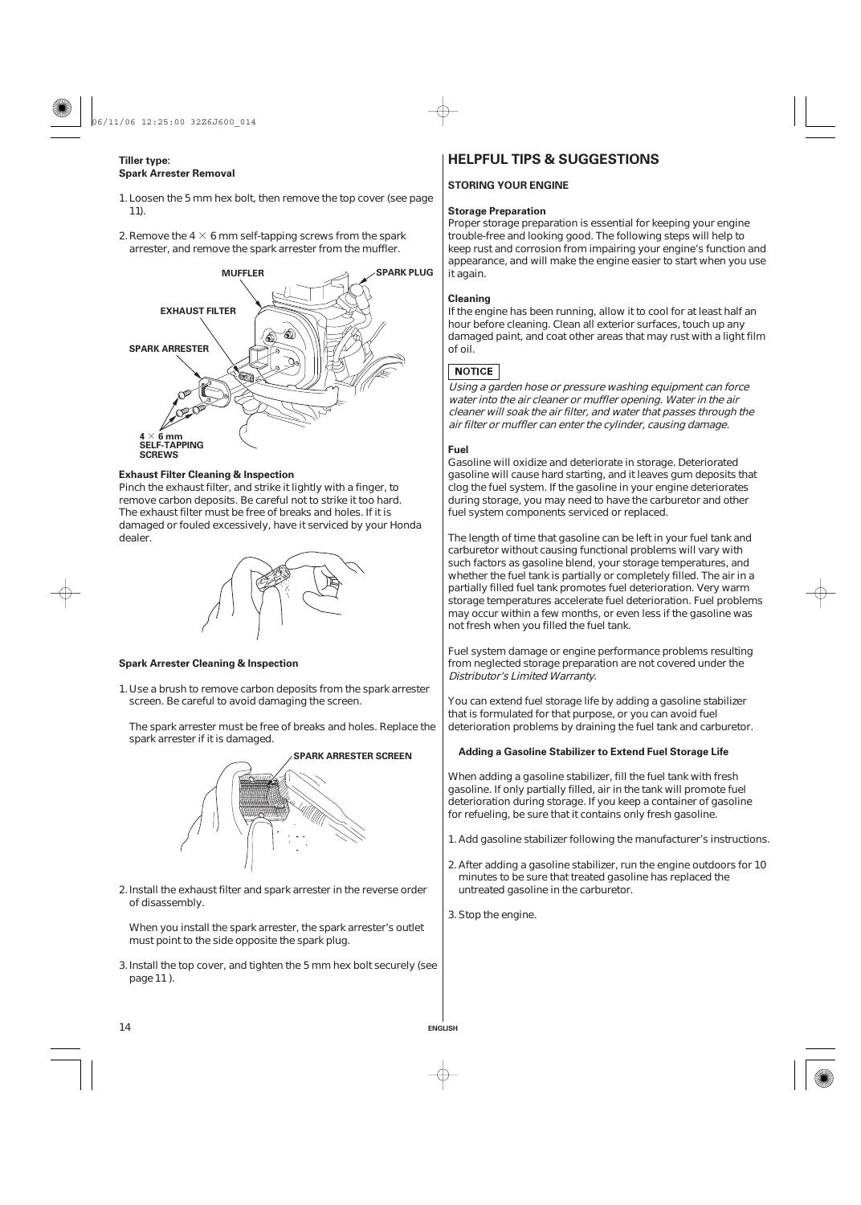**Tiller type:**
**Spark Arrester Removal**

1. Loosen the 5 mm hex bolt, then remove the top cover (see page 11).

2. Remove the 4 × 6 mm self-tapping screws from the spark arrester, and remove the spark arrester from the muffler.

**Exhaust Filter Cleaning & Inspection**

Pinch the exhaust filter, and strike it lightly with a finger, to remove carbon deposits. Be careful not to strike it too hard. The exhaust filter must be free of breaks and holes. If it is damaged or fouled excessively, have it serviced by your Honda dealer.

**Spark Arrester Cleaning & Inspection**

1. Use a brush to remove carbon deposits from the spark arrester screen. Be careful to avoid damaging the screen.

   The spark arrester must be free of breaks and holes. Replace the spark arrester if it is damaged.

2. Install the exhaust filter and spark arrester in the reverse order of disassembly.

   When you install the spark arrester, the spark arrester's outlet must point to the side opposite the spark plug.

3. Install the top cover, and tighten the 5 mm hex bolt securely (see page 11 ).

## HELPFUL TIPS & SUGGESTIONS

### STORING YOUR ENGINE

**Storage Preparation**

Proper storage preparation is essential for keeping your engine trouble-free and looking good. The following steps will help to keep rust and corrosion from impairing your engine's function and appearance, and will make the engine easier to start when you use it again.

**Cleaning**

If the engine has been running, allow it to cool for at least half an hour before cleaning. Clean all exterior surfaces, touch up any damaged paint, and coat other areas that may rust with a light film of oil.

**NOTICE**

*Using a garden hose or pressure washing equipment can force water into the air cleaner or muffler opening. Water in the air cleaner will soak the air filter, and water that passes through the air filter or muffler can enter the cylinder, causing damage.*

**Fuel**

Gasoline will oxidize and deteriorate in storage. Deteriorated gasoline will cause hard starting, and it leaves gum deposits that clog the fuel system. If the gasoline in your engine deteriorates during storage, you may need to have the carburetor and other fuel system components serviced or replaced.

The length of time that gasoline can be left in your fuel tank and carburetor without causing functional problems will vary with such factors as gasoline blend, your storage temperatures, and whether the fuel tank is partially or completely filled. The air in a partially filled fuel tank promotes fuel deterioration. Very warm storage temperatures accelerate fuel deterioration. Fuel problems may occur within a few months, or even less if the gasoline was not fresh when you filled the fuel tank.

Fuel system damage or engine performance problems resulting from neglected storage preparation are not covered under the *Distributor's Limited Warranty.*

You can extend fuel storage life by adding a gasoline stabilizer that is formulated for that purpose, or you can avoid fuel deterioration problems by draining the fuel tank and carburetor.

**Adding a Gasoline Stabilizer to Extend Fuel Storage Life**

When adding a gasoline stabilizer, fill the fuel tank with fresh gasoline. If only partially filled, air in the tank will promote fuel deterioration during storage. If you keep a container of gasoline for refueling, be sure that it contains only fresh gasoline.

1. Add gasoline stabilizer following the manufacturer's instructions.

2. After adding a gasoline stabilizer, run the engine outdoors for 10 minutes to be sure that treated gasoline has replaced the untreated gasoline in the carburetor.

3. Stop the engine.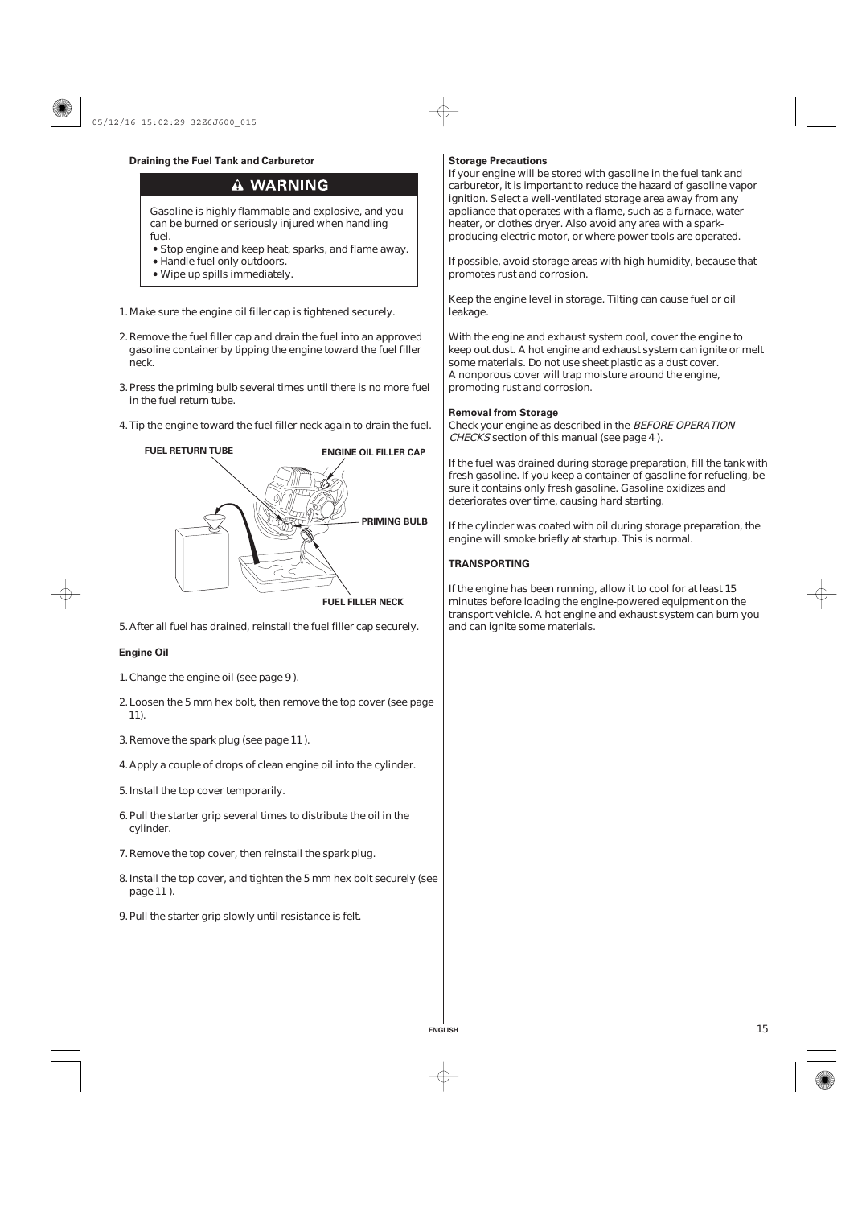**Draining the Fuel Tank and Carburetor**

> **⚠ WARNING**
>
> Gasoline is highly flammable and explosive, and you can be burned or seriously injured when handling fuel.
>
> - Stop engine and keep heat, sparks, and flame away.
> - Handle fuel only outdoors.
> - Wipe up spills immediately.

1. Make sure the engine oil filler cap is tightened securely.

2. Remove the fuel filler cap and drain the fuel into an approved gasoline container by tipping the engine toward the fuel filler neck.

3. Press the priming bulb several times until there is no more fuel in the fuel return tube.

4. Tip the engine toward the fuel filler neck again to drain the fuel.

FUEL RETURN TUBE
ENGINE OIL FILLER CAP
PRIMING BULB
FUEL FILLER NECK

5. After all fuel has drained, reinstall the fuel filler cap securely.

**Engine Oil**

1. Change the engine oil (see page 9 ).

2. Loosen the 5 mm hex bolt, then remove the top cover (see page 11).

3. Remove the spark plug (see page 11 ).

4. Apply a couple of drops of clean engine oil into the cylinder.

5. Install the top cover temporarily.

6. Pull the starter grip several times to distribute the oil in the cylinder.

7. Remove the top cover, then reinstall the spark plug.

8. Install the top cover, and tighten the 5 mm hex bolt securely (see page 11 ).

9. Pull the starter grip slowly until resistance is felt.

**Storage Precautions**

If your engine will be stored with gasoline in the fuel tank and carburetor, it is important to reduce the hazard of gasoline vapor ignition. Select a well-ventilated storage area away from any appliance that operates with a flame, such as a furnace, water heater, or clothes dryer. Also avoid any area with a spark-producing electric motor, or where power tools are operated.

If possible, avoid storage areas with high humidity, because that promotes rust and corrosion.

Keep the engine level in storage. Tilting can cause fuel or oil leakage.

With the engine and exhaust system cool, cover the engine to keep out dust. A hot engine and exhaust system can ignite or melt some materials. Do not use sheet plastic as a dust cover. A nonporous cover will trap moisture around the engine, promoting rust and corrosion.

**Removal from Storage**

Check your engine as described in the *BEFORE OPERATION CHECKS* section of this manual (see page 4 ).

If the fuel was drained during storage preparation, fill the tank with fresh gasoline. If you keep a container of gasoline for refueling, be sure it contains only fresh gasoline. Gasoline oxidizes and deteriorates over time, causing hard starting.

If the cylinder was coated with oil during storage preparation, the engine will smoke briefly at startup. This is normal.

## TRANSPORTING

If the engine has been running, allow it to cool for at least 15 minutes before loading the engine-powered equipment on the transport vehicle. A hot engine and exhaust system can burn you and can ignite some materials.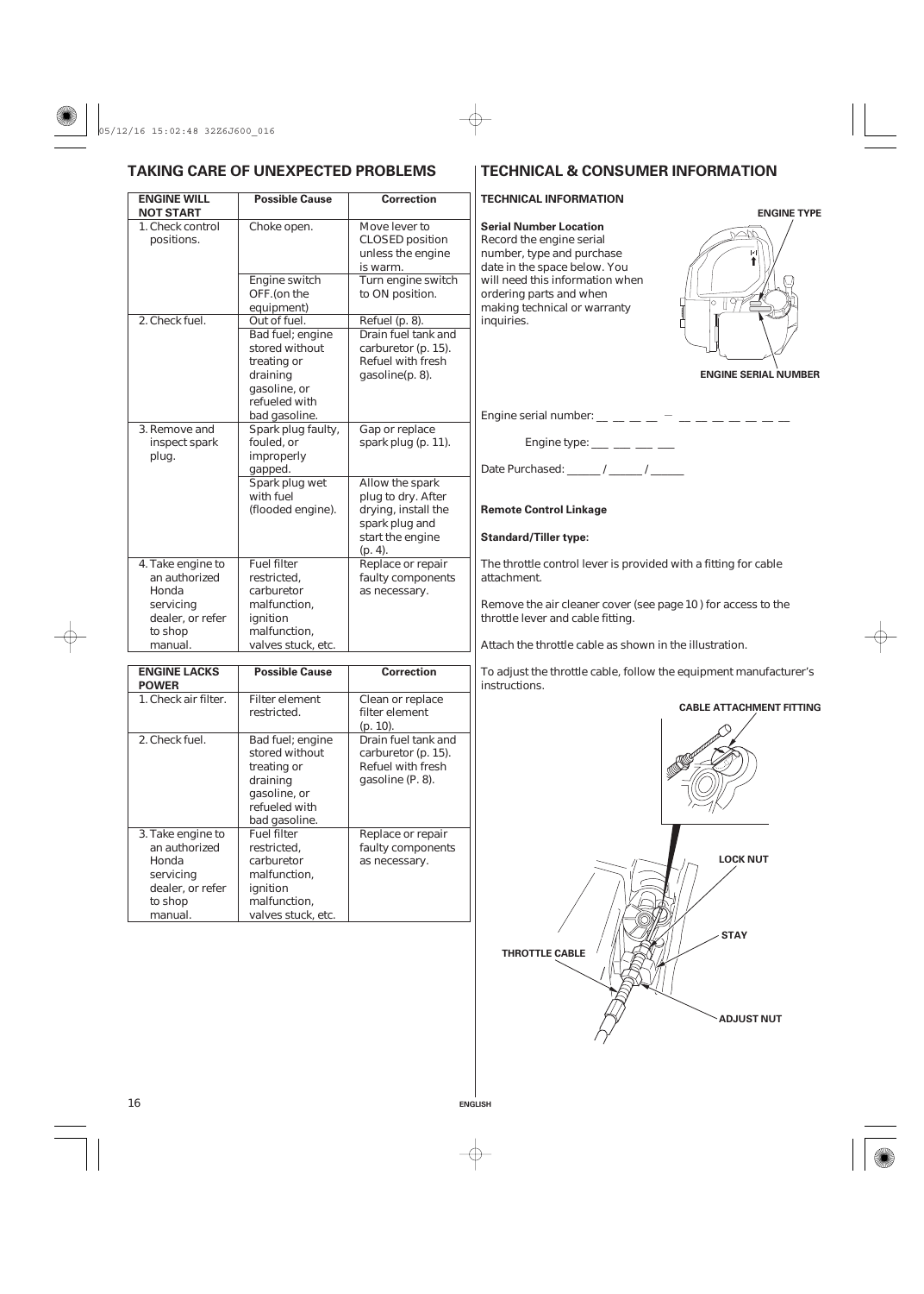## TAKING CARE OF UNEXPECTED PROBLEMS

| ENGINE WILL NOT START | Possible Cause | Correction |
|---|---|---|
| 1. Check control positions. | Choke open. | Move lever to CLOSED position unless the engine is warm. |
| | Engine switch OFF.(on the equipment) | Turn engine switch to ON position. |
| 2. Check fuel. | Out of fuel. | Refuel (p. 8). |
| | Bad fuel; engine stored without treating or draining gasoline, or refueled with bad gasoline. | Drain fuel tank and carburetor (p. 15). Refuel with fresh gasoline(p. 8). |
| 3. Remove and inspect spark plug. | Spark plug faulty, fouled, or improperly gapped. | Gap or replace spark plug (p. 11). |
| | Spark plug wet with fuel (flooded engine). | Allow the spark plug to dry. After drying, install the spark plug and start the engine (p. 4). |
| 4. Take engine to an authorized Honda servicing dealer, or refer to shop manual. | Fuel filter restricted, carburetor malfunction, ignition malfunction, valves stuck, etc. | Replace or repair faulty components as necessary. |

| ENGINE LACKS POWER | Possible Cause | Correction |
|---|---|---|
| 1. Check air filter. | Filter element restricted. | Clean or replace filter element (p. 10). |
| 2. Check fuel. | Bad fuel; engine stored without treating or draining gasoline, or refueled with bad gasoline. | Drain fuel tank and carburetor (p. 15). Refuel with fresh gasoline (P. 8). |
| 3. Take engine to an authorized Honda servicing dealer, or refer to shop manual. | Fuel filter restricted, carburetor malfunction, ignition malfunction, valves stuck, etc. | Replace or repair faulty components as necessary. |

## TECHNICAL & CONSUMER INFORMATION

### TECHNICAL INFORMATION

**Serial Number Location**

Record the engine serial number, type and purchase date in the space below. You will need this information when ordering parts and when making technical or warranty inquiries.

ENGINE TYPE

ENGINE SERIAL NUMBER

Engine serial number: _ _ _ _ – _ _ _ _ _ _ _

Engine type: ___ ___ ___ ___

Date Purchased: ______ / ______ / ______

**Remote Control Linkage**

**Standard/Tiller type:**

The throttle control lever is provided with a fitting for cable attachment.

Remove the air cleaner cover (see page 10 ) for access to the throttle lever and cable fitting.

Attach the throttle cable as shown in the illustration.

To adjust the throttle cable, follow the equipment manufacturer's instructions.

CABLE ATTACHMENT FITTING

LOCK NUT

STAY

THROTTLE CABLE

ADJUST NUT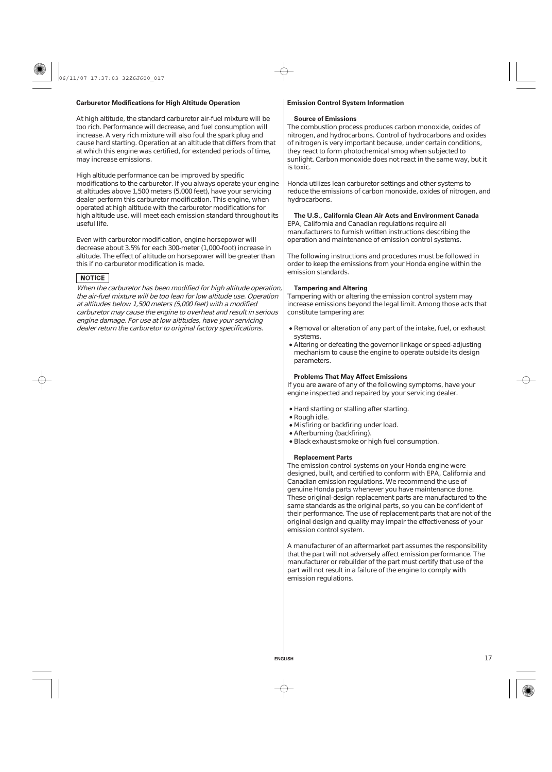## Carburetor Modifications for High Altitude Operation

At high altitude, the standard carburetor air-fuel mixture will be too rich. Performance will decrease, and fuel consumption will increase. A very rich mixture will also foul the spark plug and cause hard starting. Operation at an altitude that differs from that at which this engine was certified, for extended periods of time, may increase emissions.

High altitude performance can be improved by specific modifications to the carburetor. If you always operate your engine at altitudes above 1,500 meters (5,000 feet), have your servicing dealer perform this carburetor modification. This engine, when operated at high altitude with the carburetor modifications for high altitude use, will meet each emission standard throughout its useful life.

Even with carburetor modification, engine horsepower will decrease about 3.5% for each 300-meter (1,000-foot) increase in altitude. The effect of altitude on horsepower will be greater than this if no carburetor modification is made.

**NOTICE**

*When the carburetor has been modified for high altitude operation, the air-fuel mixture will be too lean for low altitude use. Operation at altitudes below 1,500 meters (5,000 feet) with a modified carburetor may cause the engine to overheat and result in serious engine damage. For use at low altitudes, have your servicing dealer return the carburetor to original factory specifications.*

## Emission Control System Information

### Source of Emissions

The combustion process produces carbon monoxide, oxides of nitrogen, and hydrocarbons. Control of hydrocarbons and oxides of nitrogen is very important because, under certain conditions, they react to form photochemical smog when subjected to sunlight. Carbon monoxide does not react in the same way, but it is toxic.

Honda utilizes lean carburetor settings and other systems to reduce the emissions of carbon monoxide, oxides of nitrogen, and hydrocarbons.

### The U.S., California Clean Air Acts and Environment Canada

EPA, California and Canadian regulations require all manufacturers to furnish written instructions describing the operation and maintenance of emission control systems.

The following instructions and procedures must be followed in order to keep the emissions from your Honda engine within the emission standards.

### Tampering and Altering

Tampering with or altering the emission control system may increase emissions beyond the legal limit. Among those acts that constitute tampering are:

- Removal or alteration of any part of the intake, fuel, or exhaust systems.
- Altering or defeating the governor linkage or speed-adjusting mechanism to cause the engine to operate outside its design parameters.

### Problems That May Affect Emissions

If you are aware of any of the following symptoms, have your engine inspected and repaired by your servicing dealer.

- Hard starting or stalling after starting.
- Rough idle.
- Misfiring or backfiring under load.
- Afterburning (backfiring).
- Black exhaust smoke or high fuel consumption.

### Replacement Parts

The emission control systems on your Honda engine were designed, built, and certified to conform with EPA, California and Canadian emission regulations. We recommend the use of genuine Honda parts whenever you have maintenance done. These original-design replacement parts are manufactured to the same standards as the original parts, so you can be confident of their performance. The use of replacement parts that are not of the original design and quality may impair the effectiveness of your emission control system.

A manufacturer of an aftermarket part assumes the responsibility that the part will not adversely affect emission performance. The manufacturer or rebuilder of the part must certify that use of the part will not result in a failure of the engine to comply with emission regulations.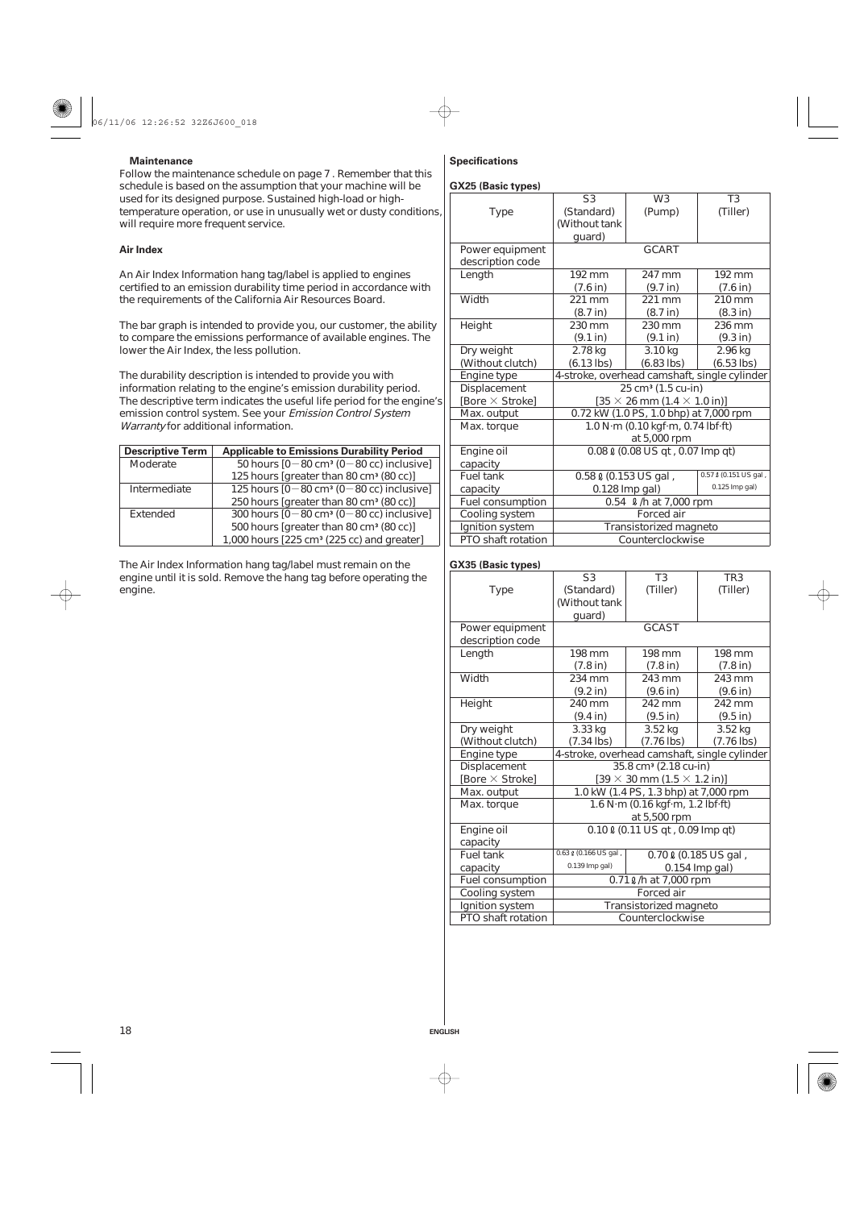### Maintenance

Follow the maintenance schedule on page 7 . Remember that this schedule is based on the assumption that your machine will be used for its designed purpose. Sustained high-load or high-temperature operation, or use in unusually wet or dusty conditions, will require more frequent service.

### Air Index

An Air Index Information hang tag/label is applied to engines certified to an emission durability time period in accordance with the requirements of the California Air Resources Board.

The bar graph is intended to provide you, our customer, the ability to compare the emissions performance of available engines. The lower the Air Index, the less pollution.

The durability description is intended to provide you with information relating to the engine's emission durability period. The descriptive term indicates the useful life period for the engine's emission control system. See your *Emission Control System Warranty* for additional information.

| Descriptive Term | Applicable to Emissions Durability Period |
|---|---|
| Moderate | 50 hours [0－80 cm³ (0－80 cc) inclusive]<br>125 hours [greater than 80 cm³ (80 cc)] |
| Intermediate | 125 hours [0－80 cm³ (0－80 cc) inclusive]<br>250 hours [greater than 80 cm³ (80 cc)] |
| Extended | 300 hours [0－80 cm³ (0－80 cc) inclusive]<br>500 hours [greater than 80 cm³ (80 cc)]<br>1,000 hours [225 cm³ (225 cc) and greater] |

The Air Index Information hang tag/label must remain on the engine until it is sold. Remove the hang tag before operating the engine.

### Specifications

**GX25 (Basic types)**

| Type | S3 (Standard) (Without tank guard) | W3 (Pump) | T3 (Tiller) |
|---|---|---|---|
| Power equipment description code | GCART | | |
| Length | 192 mm (7.6 in) | 247 mm (9.7 in) | 192 mm (7.6 in) |
| Width | 221 mm (8.7 in) | 221 mm (8.7 in) | 210 mm (8.3 in) |
| Height | 230 mm (9.1 in) | 230 mm (9.1 in) | 236 mm (9.3 in) |
| Dry weight (Without clutch) | 2.78 kg (6.13 lbs) | 3.10 kg (6.83 lbs) | 2.96 kg (6.53 lbs) |
| Engine type | 4-stroke, overhead camshaft, single cylinder | | |
| Displacement [Bore × Stroke] | 25 cm³ (1.5 cu-in) [35 × 26 mm (1.4 × 1.0 in)] | | |
| Max. output | 0.72 kW (1.0 PS, 1.0 bhp) at 7,000 rpm | | |
| Max. torque | 1.0 N·m (0.10 kgf·m, 0.74 lbf·ft) at 5,000 rpm | | |
| Engine oil capacity | 0.08 ℓ (0.08 US qt , 0.07 Imp qt) | | |
| Fuel tank capacity | 0.58 ℓ (0.153 US gal , 0.128 Imp gal) | | 0.57 ℓ (0.151 US gal , 0.125 Imp gal) |
| Fuel consumption | 0.54 ℓ/h at 7,000 rpm | | |
| Cooling system | Forced air | | |
| Ignition system | Transistorized magneto | | |
| PTO shaft rotation | Counterclockwise | | |

**GX35 (Basic types)**

| Type | S3 (Standard) (Without tank guard) | T3 (Tiller) | TR3 (Tiller) |
|---|---|---|---|
| Power equipment description code | GCAST | | |
| Length | 198 mm (7.8 in) | 198 mm (7.8 in) | 198 mm (7.8 in) |
| Width | 234 mm (9.2 in) | 243 mm (9.6 in) | 243 mm (9.6 in) |
| Height | 240 mm (9.4 in) | 242 mm (9.5 in) | 242 mm (9.5 in) |
| Dry weight (Without clutch) | 3.33 kg (7.34 lbs) | 3.52 kg (7.76 lbs) | 3.52 kg (7.76 lbs) |
| Engine type | 4-stroke, overhead camshaft, single cylinder | | |
| Displacement [Bore × Stroke] | 35.8 cm³ (2.18 cu-in) [39 × 30 mm (1.5 × 1.2 in)] | | |
| Max. output | 1.0 kW (1.4 PS, 1.3 bhp) at 7,000 rpm | | |
| Max. torque | 1.6 N·m (0.16 kgf·m, 1.2 lbf·ft) at 5,500 rpm | | |
| Engine oil capacity | 0.10 ℓ (0.11 US qt , 0.09 Imp qt) | | |
| Fuel tank capacity | 0.63 ℓ (0.166 US gal , 0.139 Imp gal) | 0.70 ℓ (0.185 US gal , 0.154 Imp gal) | |
| Fuel consumption | 0.71 ℓ/h at 7,000 rpm | | |
| Cooling system | Forced air | | |
| Ignition system | Transistorized magneto | | |
| PTO shaft rotation | Counterclockwise | | |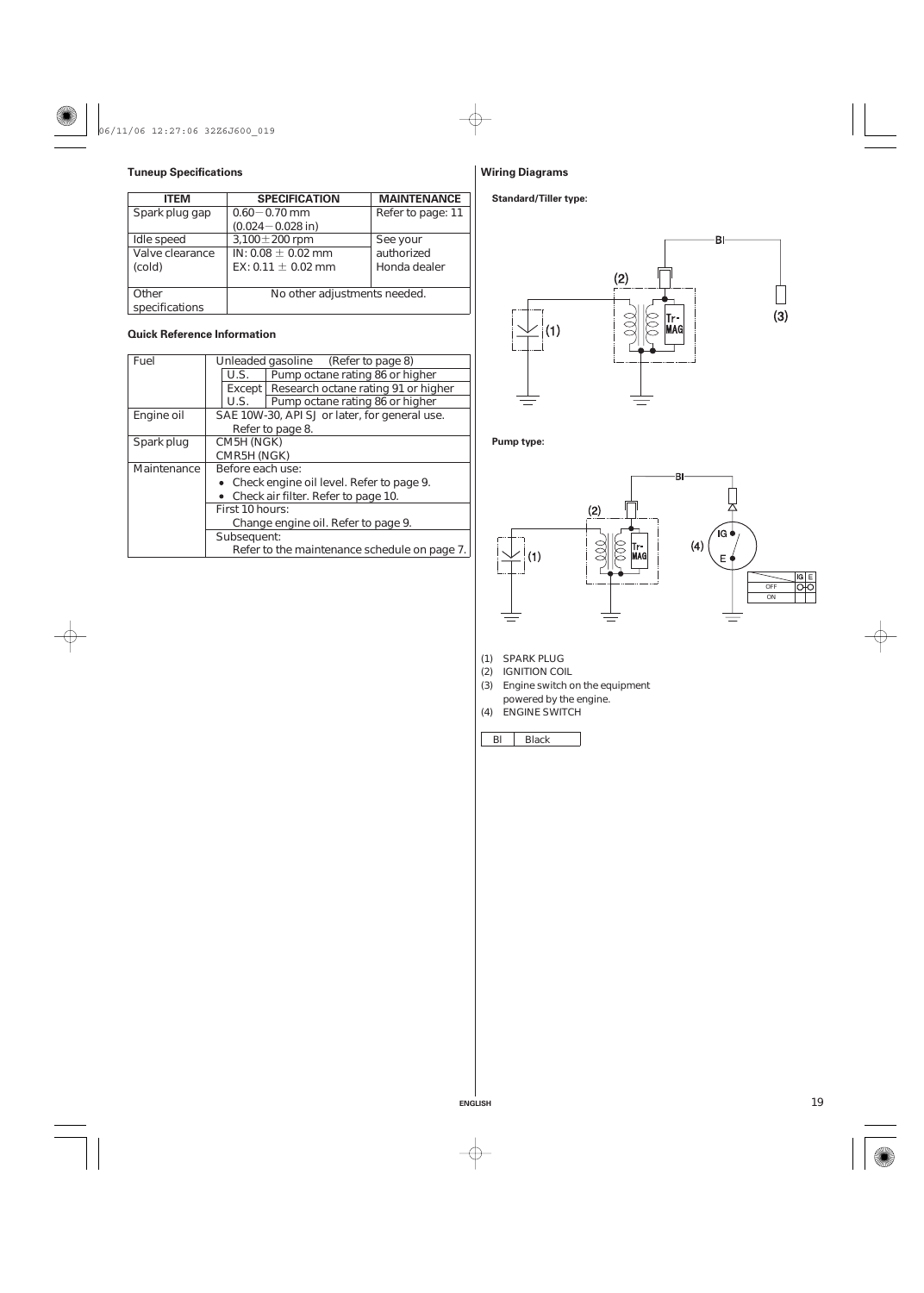### Tuneup Specifications

| ITEM | SPECIFICATION | MAINTENANCE |
|---|---|---|
| Spark plug gap | 0.60 − 0.70 mm (0.024 − 0.028 in) | Refer to page: 11 |
| Idle speed | 3,100 ± 200 rpm | See your authorized Honda dealer |
| Valve clearance (cold) | IN: 0.08 ± 0.02 mm<br>EX: 0.11 ± 0.02 mm | |
| Other specifications | No other adjustments needed. | |

### Quick Reference Information

| | | |
|---|---|---|
| Fuel | Unleaded gasoline (Refer to page 8) | |
| | U.S. | Pump octane rating 86 or higher |
| | Except U.S. | Research octane rating 91 or higher<br>Pump octane rating 86 or higher |
| Engine oil | SAE 10W-30, API SJ or later, for general use. Refer to page 8. | |
| Spark plug | CM5H (NGK)<br>CMR5H (NGK) | |
| Maintenance | Before each use:<br>• Check engine oil level. Refer to page 9.<br>• Check air filter. Refer to page 10. | |
| | First 10 hours:<br>Change engine oil. Refer to page 9. | |
| | Subsequent:<br>Refer to the maintenance schedule on page 7. | |

### Wiring Diagrams

**Standard/Tiller type:**

**Pump type:**

| | IG | E |
|---|---|---|
| OFF | O | O |
| ON | | |

(1) SPARK PLUG
(2) IGNITION COIL
(3) Engine switch on the equipment powered by the engine.
(4) ENGINE SWITCH

| Bl | Black |
|---|---|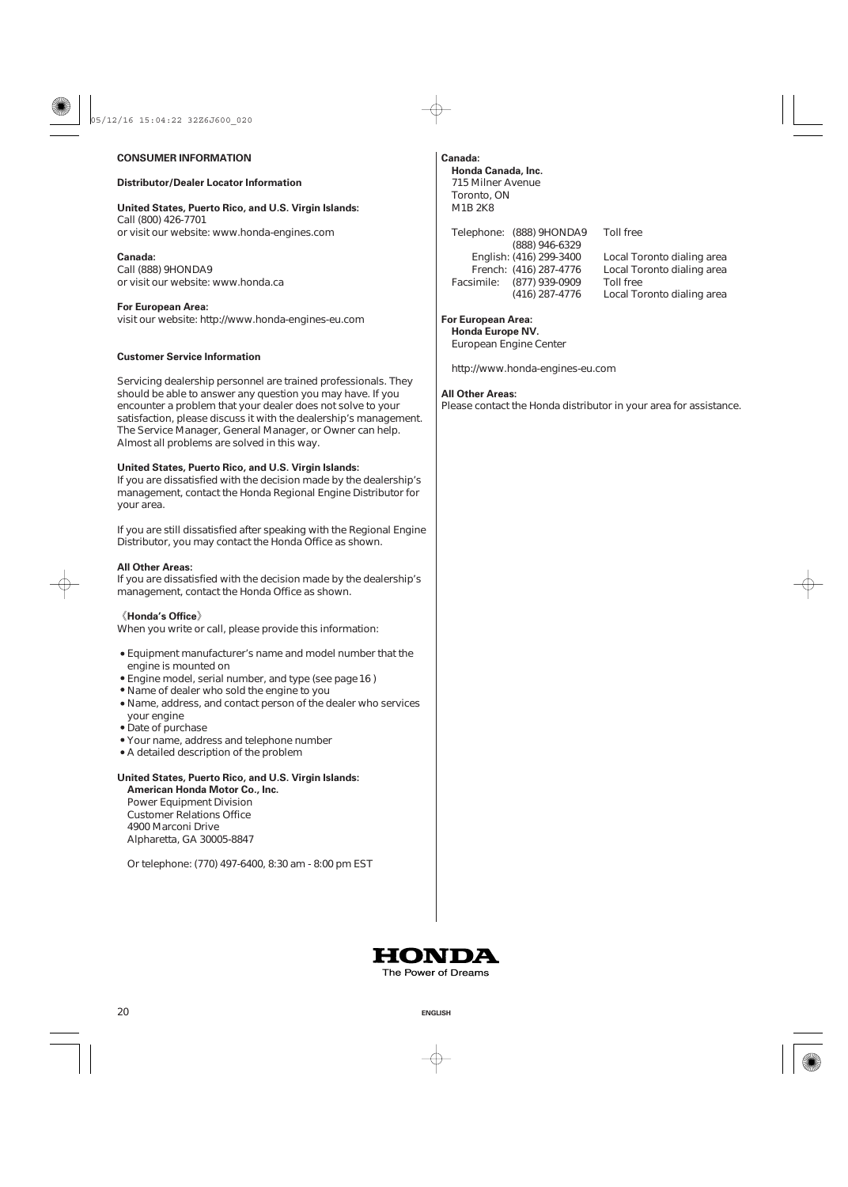## CONSUMER INFORMATION

### Distributor/Dealer Locator Information

**United States, Puerto Rico, and U.S. Virgin Islands:**
Call (800) 426-7701
or visit our website: www.honda-engines.com

**Canada:**
Call (888) 9HONDA9
or visit our website: www.honda.ca

**For European Area:**
visit our website: http://www.honda-engines-eu.com

### Customer Service Information

Servicing dealership personnel are trained professionals. They should be able to answer any question you may have. If you encounter a problem that your dealer does not solve to your satisfaction, please discuss it with the dealership's management. The Service Manager, General Manager, or Owner can help. Almost all problems are solved in this way.

**United States, Puerto Rico, and U.S. Virgin Islands:**
If you are dissatisfied with the decision made by the dealership's management, contact the Honda Regional Engine Distributor for your area.

If you are still dissatisfied after speaking with the Regional Engine Distributor, you may contact the Honda Office as shown.

**All Other Areas:**
If you are dissatisfied with the decision made by the dealership's management, contact the Honda Office as shown.

《**Honda's Office**》
When you write or call, please provide this information:

- Equipment manufacturer's name and model number that the engine is mounted on
- Engine model, serial number, and type (see page 16 )
- Name of dealer who sold the engine to you
- Name, address, and contact person of the dealer who services your engine
- Date of purchase
- Your name, address and telephone number
- A detailed description of the problem

**United States, Puerto Rico, and U.S. Virgin Islands:**
**American Honda Motor Co., Inc.**
Power Equipment Division
Customer Relations Office
4900 Marconi Drive
Alpharetta, GA 30005-8847

Or telephone: (770) 497-6400, 8:30 am - 8:00 pm EST

**Canada:**
**Honda Canada, Inc.**
715 Milner Avenue
Toronto, ON
M1B 2K8

| | | |
|---|---|---|
| Telephone: | (888) 9HONDA9 | Toll free |
| | (888) 946-6329 | |
| English: | (416) 299-3400 | Local Toronto dialing area |
| French: | (416) 287-4776 | Local Toronto dialing area |
| Facsimile: | (877) 939-0909 | Toll free |
| | (416) 287-4776 | Local Toronto dialing area |

**For European Area:**
**Honda Europe NV.**
European Engine Center

http://www.honda-engines-eu.com

**All Other Areas:**
Please contact the Honda distributor in your area for assistance.

HONDA
The Power of Dreams